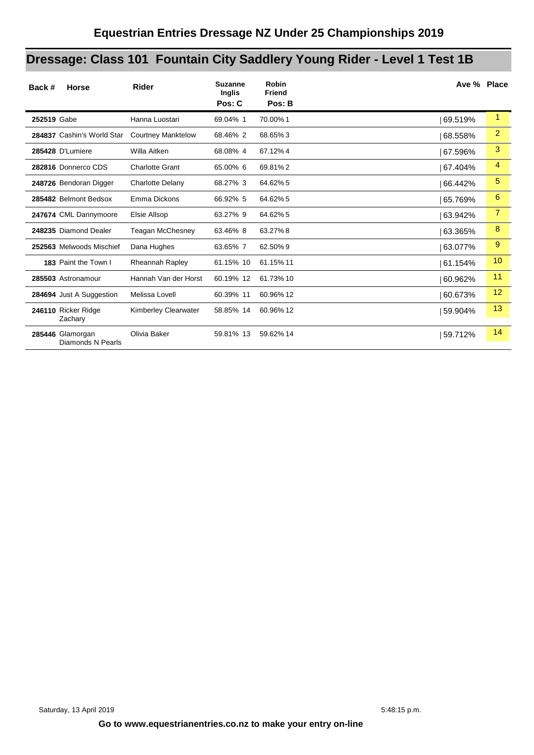# Equestrian Entries Dressage NZ Under 25 Championships 2019

## Dressage: Class 101 Fountain City Saddlery Young Rider - Level 1 Test 1B

| Back # | Horse | Rider | Suzanne Inglis Pos: C | | Robin Friend Pos: B | | Ave % | Place |
|---|---|---|---|---|---|---|---|---|
| **252519** | Gabe | Hanna Luostari | 69.04% | 1 | 70.00% | 1 | 69.519% | 1 |
| **284837** | Cashin's World Star | Courtney Manktelow | 68.46% | 2 | 68.65% | 3 | 68.558% | 2 |
| **285428** | D'Lumiere | Willa Aitken | 68.08% | 4 | 67.12% | 4 | 67.596% | 3 |
| **282816** | Donnerco CDS | Charlotte Grant | 65.00% | 6 | 69.81% | 2 | 67.404% | 4 |
| **248726** | Bendoran Digger | Charlotte Delany | 68.27% | 3 | 64.62% | 5 | 66.442% | 5 |
| **285482** | Belmont Bedsox | Emma Dickons | 66.92% | 5 | 64.62% | 5 | 65.769% | 6 |
| **247674** | CML Dannymoore | Elsie Allsop | 63.27% | 9 | 64.62% | 5 | 63.942% | 7 |
| **248235** | Diamond Dealer | Teagan McChesney | 63.46% | 8 | 63.27% | 8 | 63.365% | 8 |
| **252563** | Melwoods Mischief | Dana Hughes | 63.65% | 7 | 62.50% | 9 | 63.077% | 9 |
| **183** | Paint the Town I | Rheannah Rapley | 61.15% | 10 | 61.15% | 11 | 61.154% | 10 |
| **285503** | Astronamour | Hannah Van der Horst | 60.19% | 12 | 61.73% | 10 | 60.962% | 11 |
| **284694** | Just A Suggestion | Melissa Lovell | 60.39% | 11 | 60.96% | 12 | 60.673% | 12 |
| **246110** | Ricker Ridge Zachary | Kimberley Clearwater | 58.85% | 14 | 60.96% | 12 | 59.904% | 13 |
| **285446** | Glamorgan Diamonds N Pearls | Olivia Baker | 59.81% | 13 | 59.62% | 14 | 59.712% | 14 |

Saturday, 13 April 2019 5:48:15 p.m.

**Go to www.equestrianentries.co.nz to make your entry on-line**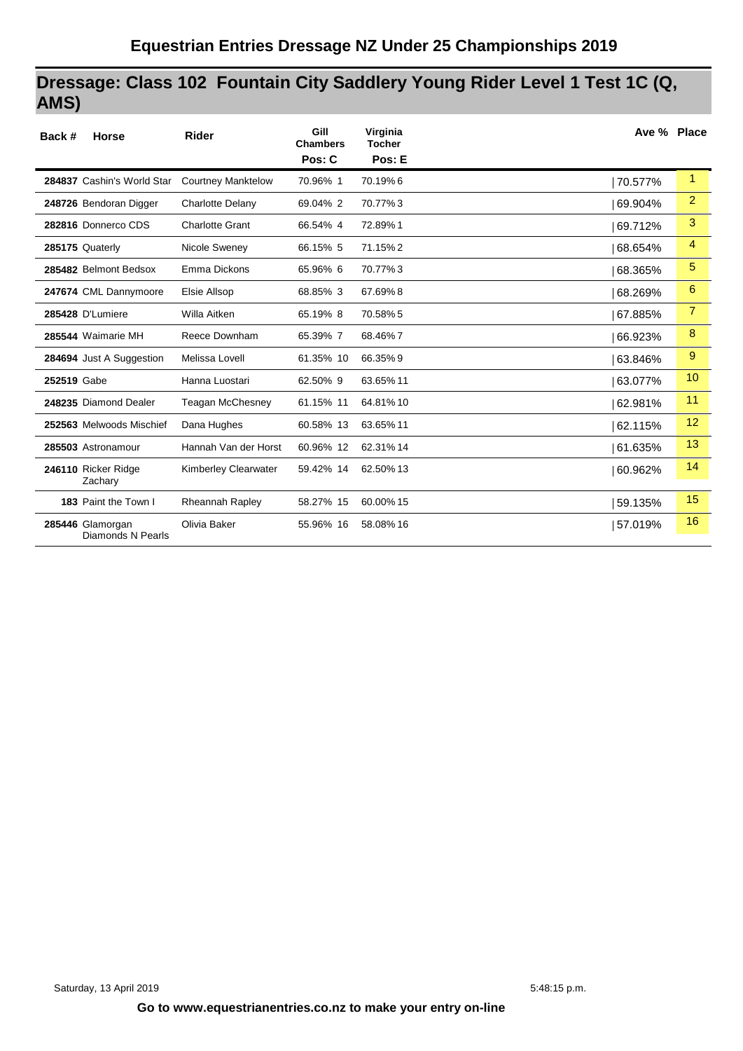# Equestrian Entries Dressage NZ Under 25 Championships 2019

## Dressage: Class 102 Fountain City Saddlery Young Rider Level 1 Test 1C (Q, AMS)

| Back # | Horse | Rider | Gill Chambers Pos: C | | Virginia Tocher Pos: E | | Ave % | Place |
|---|---|---|---|---|---|---|---|---|
| 284837 | Cashin's World Star | Courtney Manktelow | 70.96% | 1 | 70.19% | 6 | 70.577% | 1 |
| 248726 | Bendoran Digger | Charlotte Delany | 69.04% | 2 | 70.77% | 3 | 69.904% | 2 |
| 282816 | Donnerco CDS | Charlotte Grant | 66.54% | 4 | 72.89% | 1 | 69.712% | 3 |
| 285175 | Quaterly | Nicole Sweney | 66.15% | 5 | 71.15% | 2 | 68.654% | 4 |
| 285482 | Belmont Bedsox | Emma Dickons | 65.96% | 6 | 70.77% | 3 | 68.365% | 5 |
| 247674 | CML Dannymoore | Elsie Allsop | 68.85% | 3 | 67.69% | 8 | 68.269% | 6 |
| 285428 | D'Lumiere | Willa Aitken | 65.19% | 8 | 70.58% | 5 | 67.885% | 7 |
| 285544 | Waimarie MH | Reece Downham | 65.39% | 7 | 68.46% | 7 | 66.923% | 8 |
| 284694 | Just A Suggestion | Melissa Lovell | 61.35% | 10 | 66.35% | 9 | 63.846% | 9 |
| 252519 | Gabe | Hanna Luostari | 62.50% | 9 | 63.65% | 11 | 63.077% | 10 |
| 248235 | Diamond Dealer | Teagan McChesney | 61.15% | 11 | 64.81% | 10 | 62.981% | 11 |
| 252563 | Melwoods Mischief | Dana Hughes | 60.58% | 13 | 63.65% | 11 | 62.115% | 12 |
| 285503 | Astronamour | Hannah Van der Horst | 60.96% | 12 | 62.31% | 14 | 61.635% | 13 |
| 246110 | Ricker Ridge Zachary | Kimberley Clearwater | 59.42% | 14 | 62.50% | 13 | 60.962% | 14 |
| 183 | Paint the Town I | Rheannah Rapley | 58.27% | 15 | 60.00% | 15 | 59.135% | 15 |
| 285446 | Glamorgan Diamonds N Pearls | Olivia Baker | 55.96% | 16 | 58.08% | 16 | 57.019% | 16 |

Saturday, 13 April 2019 5:48:15 p.m.

**Go to www.equestrianentries.co.nz to make your entry on-line**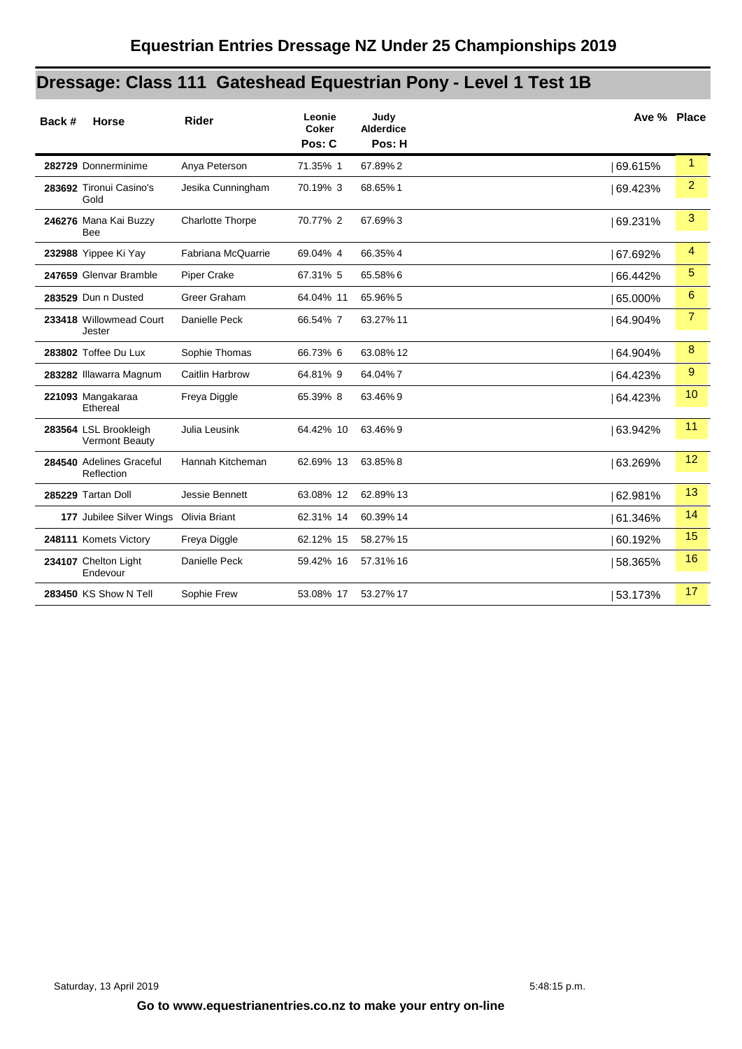## Equestrian Entries Dressage NZ Under 25 Championships 2019

# Dressage: Class 111 Gateshead Equestrian Pony - Level 1 Test 1B

| Back # | Horse | Rider | Leonie Coker Pos: C | | Judy Alderdice Pos: H | | Ave % | Place |
|---|---|---|---|---|---|---|---|---|
| **282729** | Donnerminime | Anya Peterson | 71.35% | 1 | 67.89% | 2 | 69.615% | 1 |
| **283692** | Tironui Casino's Gold | Jesika Cunningham | 70.19% | 3 | 68.65% | 1 | 69.423% | 2 |
| **246276** | Mana Kai Buzzy Bee | Charlotte Thorpe | 70.77% | 2 | 67.69% | 3 | 69.231% | 3 |
| **232988** | Yippee Ki Yay | Fabriana McQuarrie | 69.04% | 4 | 66.35% | 4 | 67.692% | 4 |
| **247659** | Glenvar Bramble | Piper Crake | 67.31% | 5 | 65.58% | 6 | 66.442% | 5 |
| **283529** | Dun n Dusted | Greer Graham | 64.04% | 11 | 65.96% | 5 | 65.000% | 6 |
| **233418** | Willowmead Court Jester | Danielle Peck | 66.54% | 7 | 63.27% | 11 | 64.904% | 7 |
| **283802** | Toffee Du Lux | Sophie Thomas | 66.73% | 6 | 63.08% | 12 | 64.904% | 8 |
| **283282** | Illawarra Magnum | Caitlin Harbrow | 64.81% | 9 | 64.04% | 7 | 64.423% | 9 |
| **221093** | Mangakaraa Ethereal | Freya Diggle | 65.39% | 8 | 63.46% | 9 | 64.423% | 10 |
| **283564** | LSL Brookleigh Vermont Beauty | Julia Leusink | 64.42% | 10 | 63.46% | 9 | 63.942% | 11 |
| **284540** | Adelines Graceful Reflection | Hannah Kitcheman | 62.69% | 13 | 63.85% | 8 | 63.269% | 12 |
| **285229** | Tartan Doll | Jessie Bennett | 63.08% | 12 | 62.89% | 13 | 62.981% | 13 |
| **177** | Jubilee Silver Wings | Olivia Briant | 62.31% | 14 | 60.39% | 14 | 61.346% | 14 |
| **248111** | Komets Victory | Freya Diggle | 62.12% | 15 | 58.27% | 15 | 60.192% | 15 |
| **234107** | Chelton Light Endevour | Danielle Peck | 59.42% | 16 | 57.31% | 16 | 58.365% | 16 |
| **283450** | KS Show N Tell | Sophie Frew | 53.08% | 17 | 53.27% | 17 | 53.173% | 17 |

Saturday, 13 April 2019 5:48:15 p.m.

**Go to www.equestrianentries.co.nz to make your entry on-line**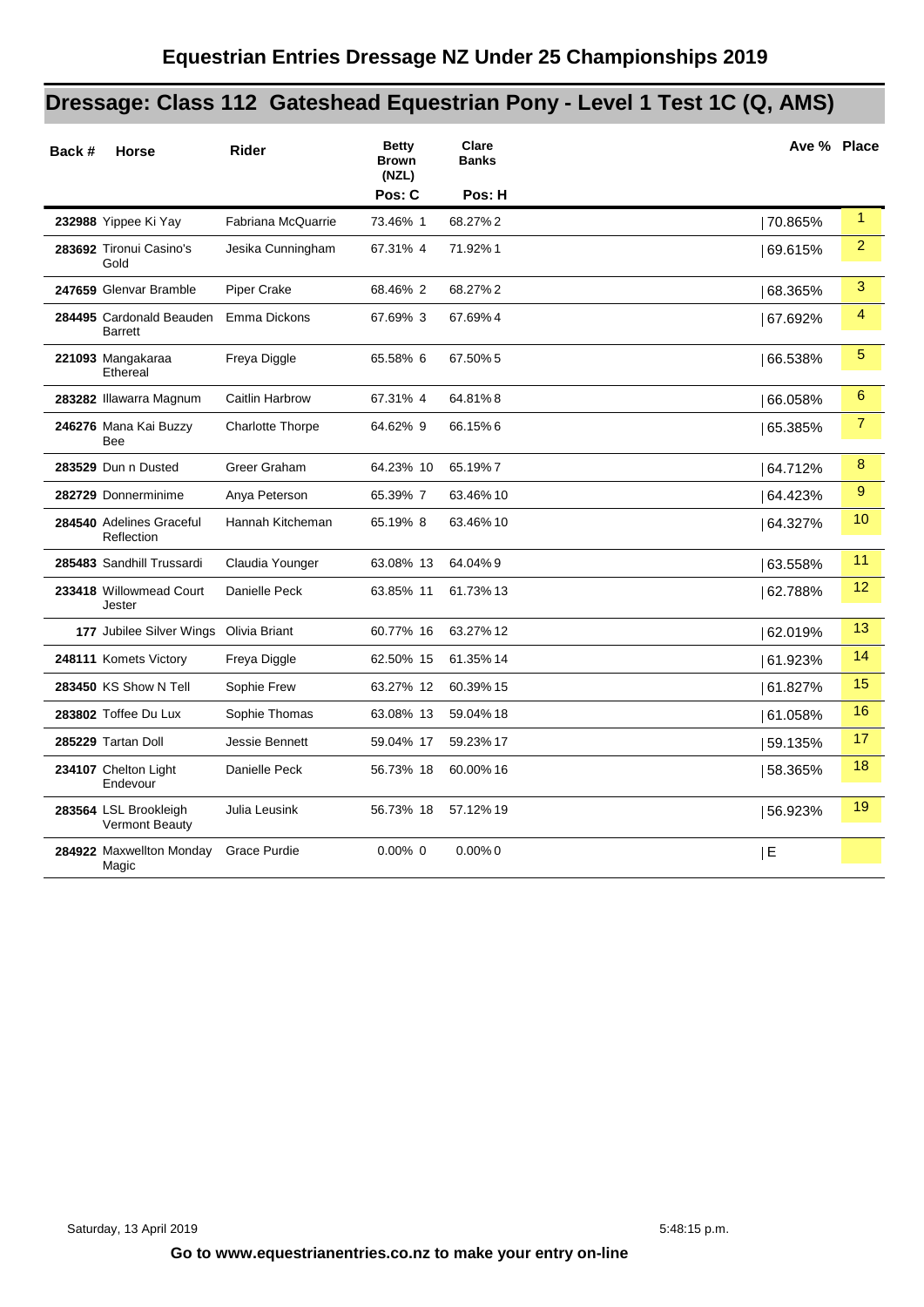# Equestrian Entries Dressage NZ Under 25 Championships 2019

## Dressage: Class 112 Gateshead Equestrian Pony - Level 1 Test 1C (Q, AMS)

| Back # | Horse | Rider | Betty Brown (NZL) Pos: C | | Clare Banks Pos: H | | Ave % | Place |
|---|---|---|---|---|---|---|---|---|
| 232988 | Yippee Ki Yay | Fabriana McQuarrie | 73.46% | 1 | 68.27% | 2 | 70.865% | 1 |
| 283692 | Tironui Casino's Gold | Jesika Cunningham | 67.31% | 4 | 71.92% | 1 | 69.615% | 2 |
| 247659 | Glenvar Bramble | Piper Crake | 68.46% | 2 | 68.27% | 2 | 68.365% | 3 |
| 284495 | Cardonald Beauden Barrett | Emma Dickons | 67.69% | 3 | 67.69% | 4 | 67.692% | 4 |
| 221093 | Mangakaraa Ethereal | Freya Diggle | 65.58% | 6 | 67.50% | 5 | 66.538% | 5 |
| 283282 | Illawarra Magnum | Caitlin Harbrow | 67.31% | 4 | 64.81% | 8 | 66.058% | 6 |
| 246276 | Mana Kai Buzzy Bee | Charlotte Thorpe | 64.62% | 9 | 66.15% | 6 | 65.385% | 7 |
| 283529 | Dun n Dusted | Greer Graham | 64.23% | 10 | 65.19% | 7 | 64.712% | 8 |
| 282729 | Donnerminime | Anya Peterson | 65.39% | 7 | 63.46% | 10 | 64.423% | 9 |
| 284540 | Adelines Graceful Reflection | Hannah Kitcheman | 65.19% | 8 | 63.46% | 10 | 64.327% | 10 |
| 285483 | Sandhill Trussardi | Claudia Younger | 63.08% | 13 | 64.04% | 9 | 63.558% | 11 |
| 233418 | Willowmead Court Jester | Danielle Peck | 63.85% | 11 | 61.73% | 13 | 62.788% | 12 |
| 177 | Jubilee Silver Wings | Olivia Briant | 60.77% | 16 | 63.27% | 12 | 62.019% | 13 |
| 248111 | Komets Victory | Freya Diggle | 62.50% | 15 | 61.35% | 14 | 61.923% | 14 |
| 283450 | KS Show N Tell | Sophie Frew | 63.27% | 12 | 60.39% | 15 | 61.827% | 15 |
| 283802 | Toffee Du Lux | Sophie Thomas | 63.08% | 13 | 59.04% | 18 | 61.058% | 16 |
| 285229 | Tartan Doll | Jessie Bennett | 59.04% | 17 | 59.23% | 17 | 59.135% | 17 |
| 234107 | Chelton Light Endevour | Danielle Peck | 56.73% | 18 | 60.00% | 16 | 58.365% | 18 |
| 283564 | LSL Brookleigh Vermont Beauty | Julia Leusink | 56.73% | 18 | 57.12% | 19 | 56.923% | 19 |
| 284922 | Maxwellton Monday Magic | Grace Purdie | 0.00% | 0 | 0.00% | 0 | E | |

Saturday, 13 April 2019 5:48:15 p.m.

**Go to www.equestrianentries.co.nz to make your entry on-line**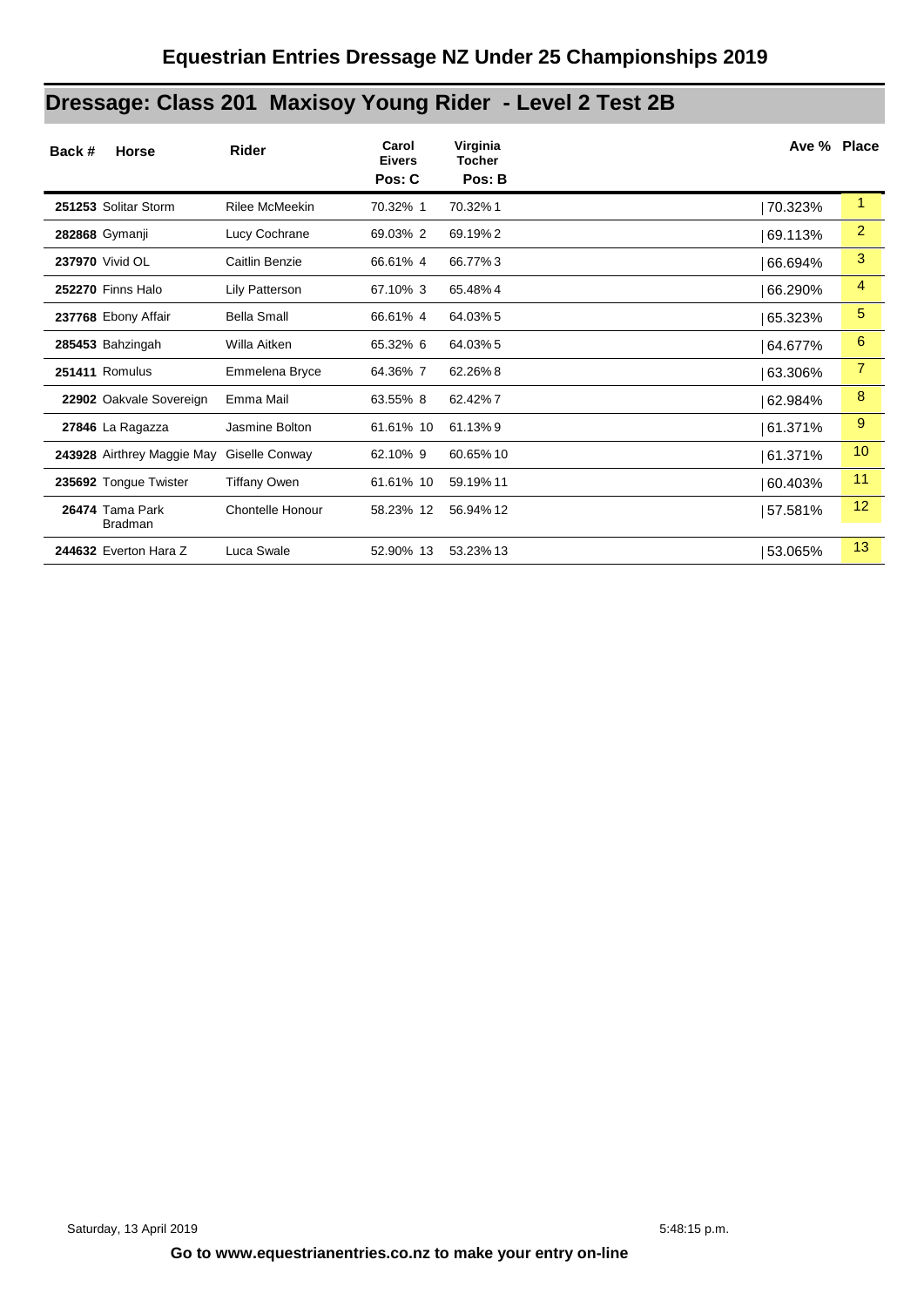# Equestrian Entries Dressage NZ Under 25 Championships 2019

## Dressage: Class 201 Maxisoy Young Rider - Level 2 Test 2B

| Back # | Horse | Rider | Carol Eivers Pos: C | | Virginia Tocher Pos: B | | Ave % | Place |
|---|---|---|---|---|---|---|---|---|
| **251253** | Solitar Storm | Rilee McMeekin | 70.32% | 1 | 70.32% | 1 | 70.323% | 1 |
| **282868** | Gymanji | Lucy Cochrane | 69.03% | 2 | 69.19% | 2 | 69.113% | 2 |
| **237970** | Vivid OL | Caitlin Benzie | 66.61% | 4 | 66.77% | 3 | 66.694% | 3 |
| **252270** | Finns Halo | Lily Patterson | 67.10% | 3 | 65.48% | 4 | 66.290% | 4 |
| **237768** | Ebony Affair | Bella Small | 66.61% | 4 | 64.03% | 5 | 65.323% | 5 |
| **285453** | Bahzingah | Willa Aitken | 65.32% | 6 | 64.03% | 5 | 64.677% | 6 |
| **251411** | Romulus | Emmelena Bryce | 64.36% | 7 | 62.26% | 8 | 63.306% | 7 |
| **22902** | Oakvale Sovereign | Emma Mail | 63.55% | 8 | 62.42% | 7 | 62.984% | 8 |
| **27846** | La Ragazza | Jasmine Bolton | 61.61% | 10 | 61.13% | 9 | 61.371% | 9 |
| **243928** | Airthrey Maggie May | Giselle Conway | 62.10% | 9 | 60.65% | 10 | 61.371% | 10 |
| **235692** | Tongue Twister | Tiffany Owen | 61.61% | 10 | 59.19% | 11 | 60.403% | 11 |
| **26474** | Tama Park Bradman | Chontelle Honour | 58.23% | 12 | 56.94% | 12 | 57.581% | 12 |
| **244632** | Everton Hara Z | Luca Swale | 52.90% | 13 | 53.23% | 13 | 53.065% | 13 |

Saturday, 13 April 2019 5:48:15 p.m.

**Go to www.equestrianentries.co.nz to make your entry on-line**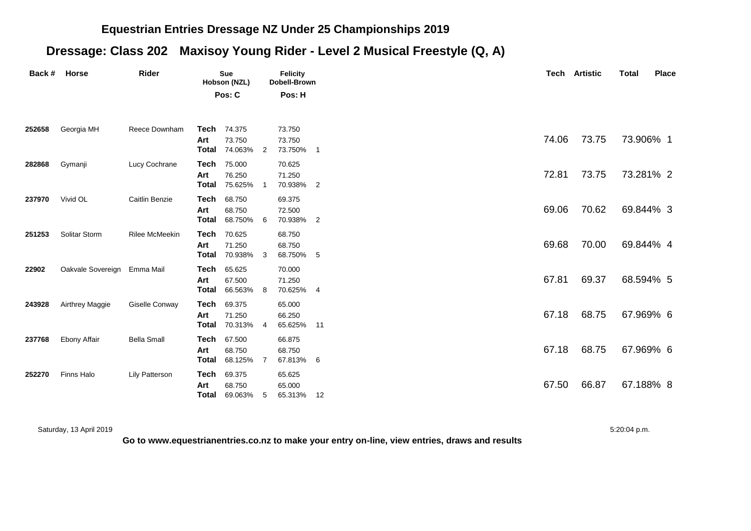## Equestrian Entries Dressage NZ Under 25 Championships 2019

## Dressage: Class 202 Maxisoy Young Rider - Level 2 Musical Freestyle (Q, A)

| Back # | Horse | Rider | | Sue Hobson (NZL) Pos: C | | Felicity Dobell-Brown Pos: H | | Tech | Artistic | Total | Place |
|---|---|---|---|---|---|---|---|---|---|---|---|
| 252658 | Georgia MH | Reece Downham | Tech | 74.375 | | 73.750 | | 74.06 | 73.75 | 73.906% | 1 |
| | | | Art | 73.750 | | 73.750 | | | | | |
| | | | Total | 74.063% | 2 | 73.750% | 1 | | | | |
| 282868 | Gymanji | Lucy Cochrane | Tech | 75.000 | | 70.625 | | 72.81 | 73.75 | 73.281% | 2 |
| | | | Art | 76.250 | | 71.250 | | | | | |
| | | | Total | 75.625% | 1 | 70.938% | 2 | | | | |
| 237970 | Vivid OL | Caitlin Benzie | Tech | 68.750 | | 69.375 | | 69.06 | 70.62 | 69.844% | 3 |
| | | | Art | 68.750 | | 72.500 | | | | | |
| | | | Total | 68.750% | 6 | 70.938% | 2 | | | | |
| 251253 | Solitar Storm | Rilee McMeekin | Tech | 70.625 | | 68.750 | | 69.68 | 70.00 | 69.844% | 4 |
| | | | Art | 71.250 | | 68.750 | | | | | |
| | | | Total | 70.938% | 3 | 68.750% | 5 | | | | |
| 22902 | Oakvale Sovereign | Emma Mail | Tech | 65.625 | | 70.000 | | 67.81 | 69.37 | 68.594% | 5 |
| | | | Art | 67.500 | | 71.250 | | | | | |
| | | | Total | 66.563% | 8 | 70.625% | 4 | | | | |
| 243928 | Airthrey Maggie | Giselle Conway | Tech | 69.375 | | 65.000 | | 67.18 | 68.75 | 67.969% | 6 |
| | | | Art | 71.250 | | 66.250 | | | | | |
| | | | Total | 70.313% | 4 | 65.625% | 11 | | | | |
| 237768 | Ebony Affair | Bella Small | Tech | 67.500 | | 66.875 | | 67.18 | 68.75 | 67.969% | 6 |
| | | | Art | 68.750 | | 68.750 | | | | | |
| | | | Total | 68.125% | 7 | 67.813% | 6 | | | | |
| 252270 | Finns Halo | Lily Patterson | Tech | 69.375 | | 65.625 | | 67.50 | 66.87 | 67.188% | 8 |
| | | | Art | 68.750 | | 65.000 | | | | | |
| | | | Total | 69.063% | 5 | 65.313% | 12 | | | | |

Saturday, 13 April 2019 5:20:04 p.m.

**Go to www.equestrianentries.co.nz to make your entry on-line, view entries, draws and results**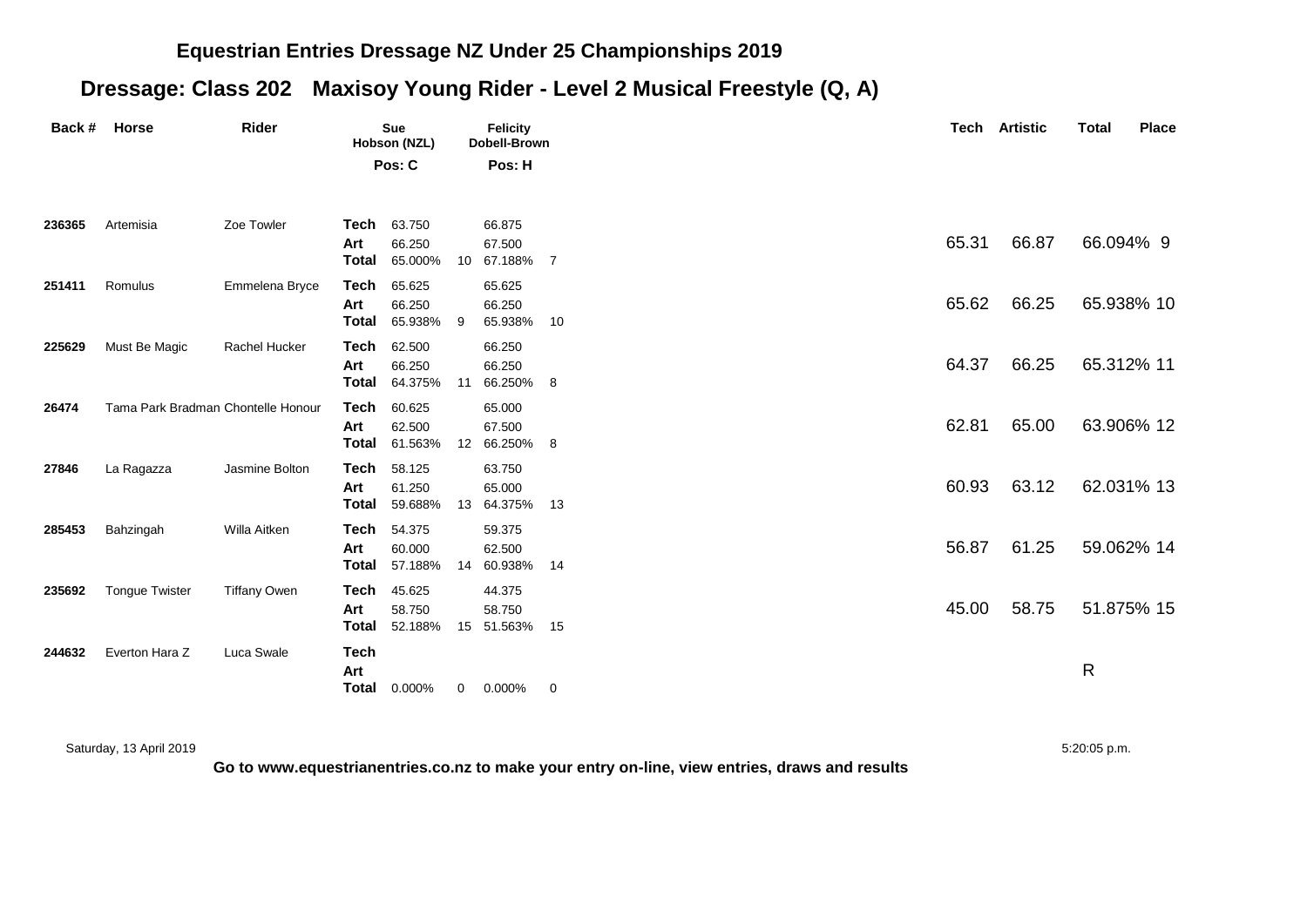## Equestrian Entries Dressage NZ Under 25 Championships 2019

## Dressage: Class 202 Maxisoy Young Rider - Level 2 Musical Freestyle (Q, A)

| Back # | Horse | Rider | | Sue Hobson (NZL) Pos: C | | Felicity Dobell-Brown Pos: H | | Tech | Artistic | Total | Place |
|---|---|---|---|---|---|---|---|---|---|---|---|
| 236365 | Artemisia | Zoe Towler | Tech | 63.750 | | 66.875 | | | | | |
| | | | Art | 66.250 | | 67.500 | | 65.31 | 66.87 | 66.094% | 9 |
| | | | Total | 65.000% | 10 | 67.188% | 7 | | | | |
| 251411 | Romulus | Emmelena Bryce | Tech | 65.625 | | 65.625 | | | | | |
| | | | Art | 66.250 | | 66.250 | | 65.62 | 66.25 | 65.938% | 10 |
| | | | Total | 65.938% | 9 | 65.938% | 10 | | | | |
| 225629 | Must Be Magic | Rachel Hucker | Tech | 62.500 | | 66.250 | | | | | |
| | | | Art | 66.250 | | 66.250 | | 64.37 | 66.25 | 65.312% | 11 |
| | | | Total | 64.375% | 11 | 66.250% | 8 | | | | |
| 26474 | Tama Park Bradman | Chontelle Honour | Tech | 60.625 | | 65.000 | | | | | |
| | | | Art | 62.500 | | 67.500 | | 62.81 | 65.00 | 63.906% | 12 |
| | | | Total | 61.563% | 12 | 66.250% | 8 | | | | |
| 27846 | La Ragazza | Jasmine Bolton | Tech | 58.125 | | 63.750 | | | | | |
| | | | Art | 61.250 | | 65.000 | | 60.93 | 63.12 | 62.031% | 13 |
| | | | Total | 59.688% | 13 | 64.375% | 13 | | | | |
| 285453 | Bahzingah | Willa Aitken | Tech | 54.375 | | 59.375 | | | | | |
| | | | Art | 60.000 | | 62.500 | | 56.87 | 61.25 | 59.062% | 14 |
| | | | Total | 57.188% | 14 | 60.938% | 14 | | | | |
| 235692 | Tongue Twister | Tiffany Owen | Tech | 45.625 | | 44.375 | | | | | |
| | | | Art | 58.750 | | 58.750 | | 45.00 | 58.75 | 51.875% | 15 |
| | | | Total | 52.188% | 15 | 51.563% | 15 | | | | |
| 244632 | Everton Hara Z | Luca Swale | Tech | | | | | | | | |
| | | | Art | | | | | | | R | |
| | | | Total | 0.000% | 0 | 0.000% | 0 | | | | |

Saturday, 13 April 2019 5:20:05 p.m.

**Go to www.equestrianentries.co.nz to make your entry on-line, view entries, draws and results**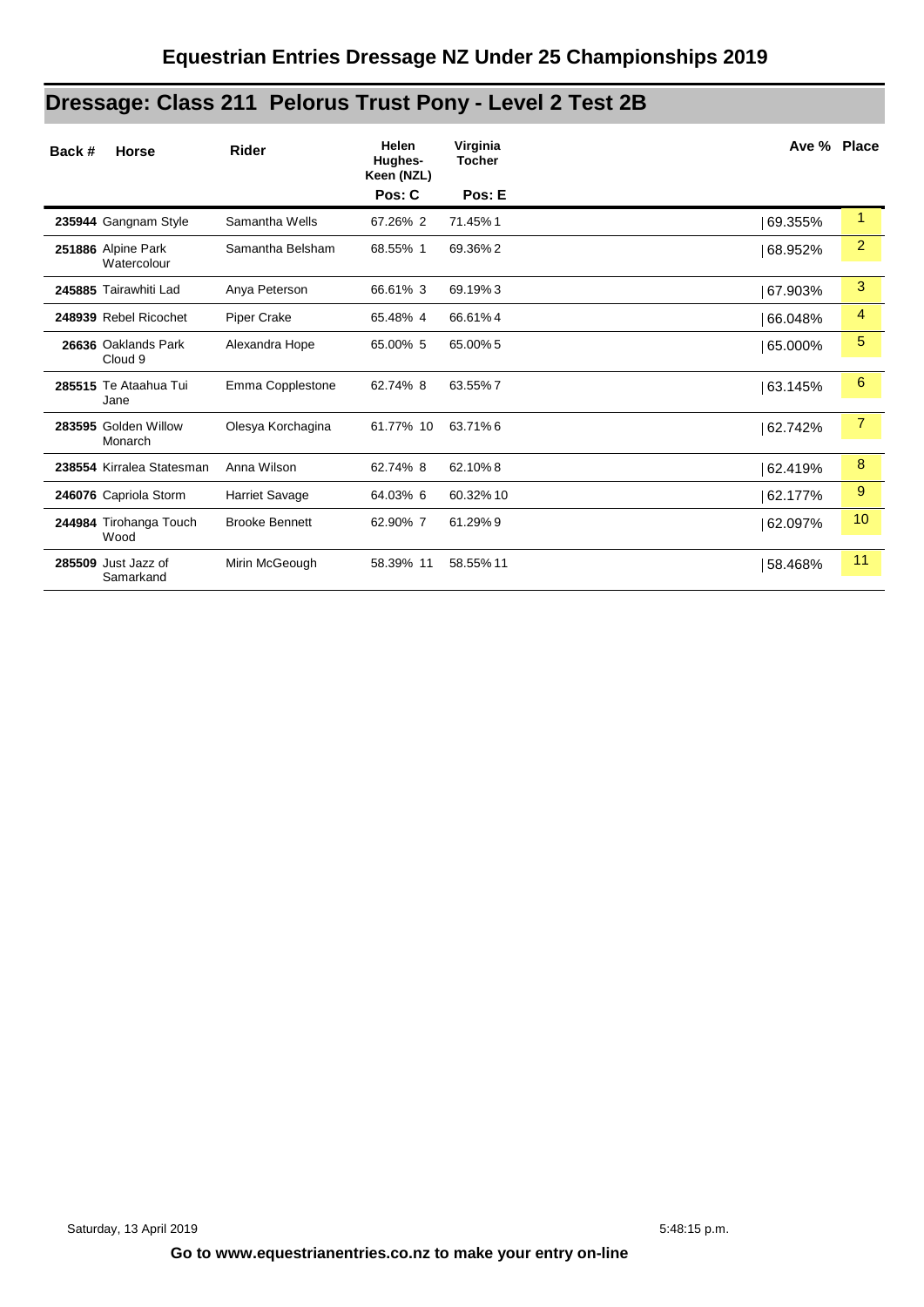# Equestrian Entries Dressage NZ Under 25 Championships 2019

## Dressage: Class 211 Pelorus Trust Pony - Level 2 Test 2B

| Back # | Horse | Rider | Helen Hughes-Keen (NZL) Pos: C | | Virginia Tocher Pos: E | | Ave % | Place |
|---|---|---|---|---|---|---|---|---|
| 235944 | Gangnam Style | Samantha Wells | 67.26% | 2 | 71.45% | 1 | 69.355% | 1 |
| 251886 | Alpine Park Watercolour | Samantha Belsham | 68.55% | 1 | 69.36% | 2 | 68.952% | 2 |
| 245885 | Tairawhiti Lad | Anya Peterson | 66.61% | 3 | 69.19% | 3 | 67.903% | 3 |
| 248939 | Rebel Ricochet | Piper Crake | 65.48% | 4 | 66.61% | 4 | 66.048% | 4 |
| 26636 | Oaklands Park Cloud 9 | Alexandra Hope | 65.00% | 5 | 65.00% | 5 | 65.000% | 5 |
| 285515 | Te Ataahua Tui Jane | Emma Copplestone | 62.74% | 8 | 63.55% | 7 | 63.145% | 6 |
| 283595 | Golden Willow Monarch | Olesya Korchagina | 61.77% | 10 | 63.71% | 6 | 62.742% | 7 |
| 238554 | Kirralea Statesman | Anna Wilson | 62.74% | 8 | 62.10% | 8 | 62.419% | 8 |
| 246076 | Capriola Storm | Harriet Savage | 64.03% | 6 | 60.32% | 10 | 62.177% | 9 |
| 244984 | Tirohanga Touch Wood | Brooke Bennett | 62.90% | 7 | 61.29% | 9 | 62.097% | 10 |
| 285509 | Just Jazz of Samarkand | Mirin McGeough | 58.39% | 11 | 58.55% | 11 | 58.468% | 11 |

Saturday, 13 April 2019 5:48:15 p.m.

**Go to www.equestrianentries.co.nz to make your entry on-line**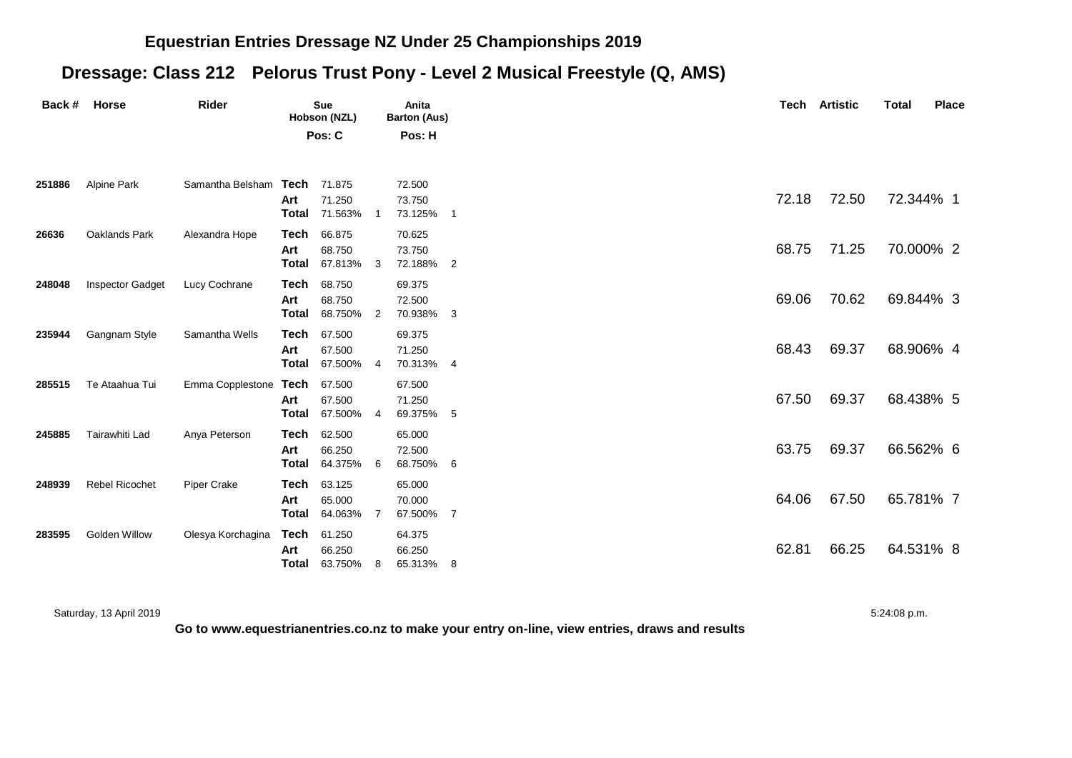## Equestrian Entries Dressage NZ Under 25 Championships 2019

## Dressage: Class 212 Pelorus Trust Pony - Level 2 Musical Freestyle (Q, AMS)

| Back # | Horse | Rider | | Sue Hobson (NZL) Pos: C | | Anita Barton (Aus) Pos: H | | Tech | Artistic | Total | Place |
|---|---|---|---|---|---|---|---|---|---|---|---|
| 251886 | Alpine Park | Samantha Belsham | **Tech** | 71.875 | | 72.500 | | | | | |
| | | | **Art** | 71.250 | | 73.750 | | 72.18 | 72.50 | 72.344% | 1 |
| | | | **Total** | 71.563% | 1 | 73.125% | 1 | | | | |
| 26636 | Oaklands Park | Alexandra Hope | **Tech** | 66.875 | | 70.625 | | | | | |
| | | | **Art** | 68.750 | | 73.750 | | 68.75 | 71.25 | 70.000% | 2 |
| | | | **Total** | 67.813% | 3 | 72.188% | 2 | | | | |
| 248048 | Inspector Gadget | Lucy Cochrane | **Tech** | 68.750 | | 69.375 | | | | | |
| | | | **Art** | 68.750 | | 72.500 | | 69.06 | 70.62 | 69.844% | 3 |
| | | | **Total** | 68.750% | 2 | 70.938% | 3 | | | | |
| 235944 | Gangnam Style | Samantha Wells | **Tech** | 67.500 | | 69.375 | | | | | |
| | | | **Art** | 67.500 | | 71.250 | | 68.43 | 69.37 | 68.906% | 4 |
| | | | **Total** | 67.500% | 4 | 70.313% | 4 | | | | |
| 285515 | Te Ataahua Tui | Emma Copplestone | **Tech** | 67.500 | | 67.500 | | | | | |
| | | | **Art** | 67.500 | | 71.250 | | 67.50 | 69.37 | 68.438% | 5 |
| | | | **Total** | 67.500% | 4 | 69.375% | 5 | | | | |
| 245885 | Tairawhiti Lad | Anya Peterson | **Tech** | 62.500 | | 65.000 | | | | | |
| | | | **Art** | 66.250 | | 72.500 | | 63.75 | 69.37 | 66.562% | 6 |
| | | | **Total** | 64.375% | 6 | 68.750% | 6 | | | | |
| 248939 | Rebel Ricochet | Piper Crake | **Tech** | 63.125 | | 65.000 | | | | | |
| | | | **Art** | 65.000 | | 70.000 | | 64.06 | 67.50 | 65.781% | 7 |
| | | | **Total** | 64.063% | 7 | 67.500% | 7 | | | | |
| 283595 | Golden Willow | Olesya Korchagina | **Tech** | 61.250 | | 64.375 | | | | | |
| | | | **Art** | 66.250 | | 66.250 | | 62.81 | 66.25 | 64.531% | 8 |
| | | | **Total** | 63.750% | 8 | 65.313% | 8 | | | | |

Saturday, 13 April 2019 5:24:08 p.m.

**Go to www.equestrianentries.co.nz to make your entry on-line, view entries, draws and results**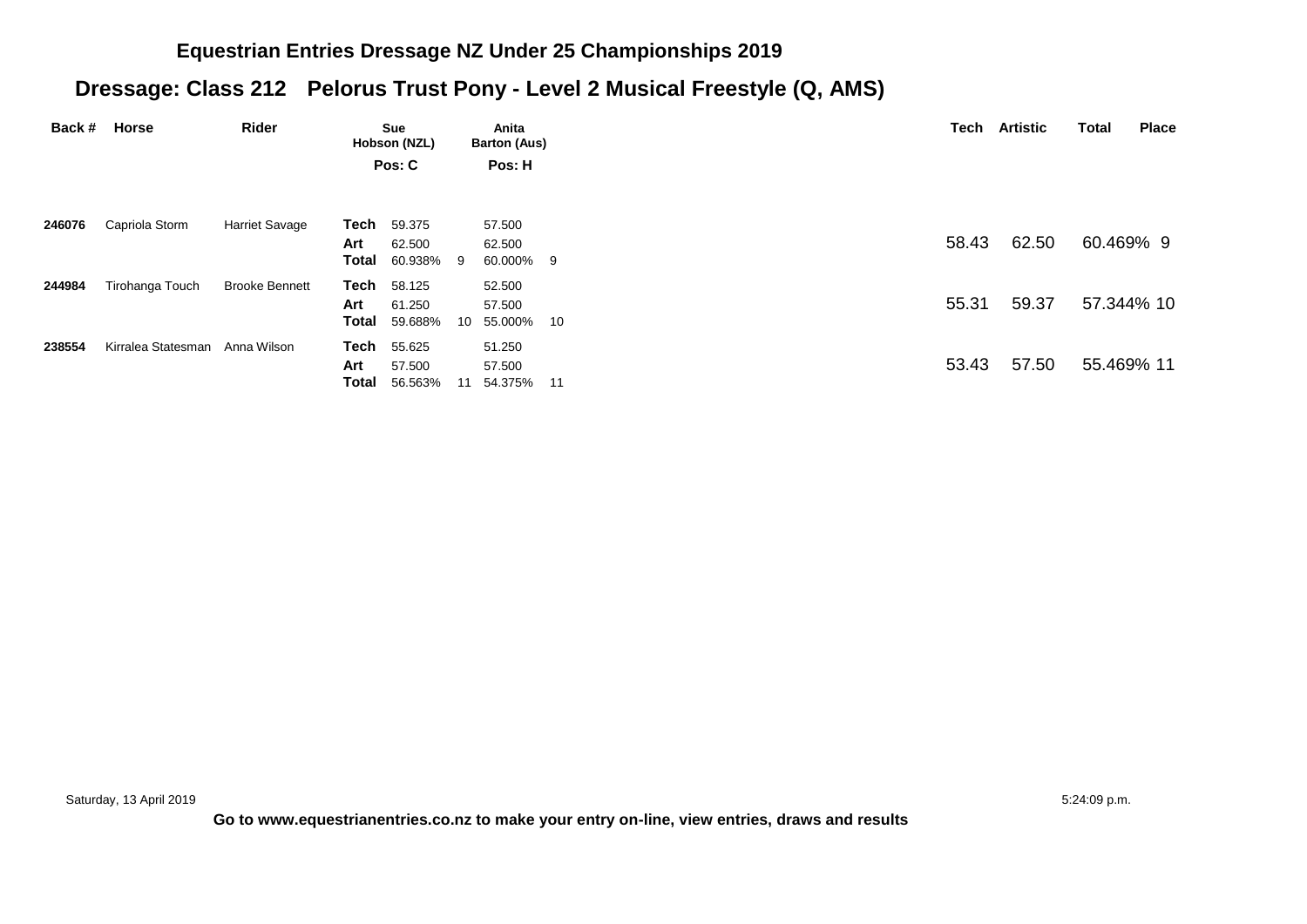# Equestrian Entries Dressage NZ Under 25 Championships 2019

## Dressage: Class 212 Pelorus Trust Pony - Level 2 Musical Freestyle (Q, AMS)

| Back # | Horse | Rider | | Sue Hobson (NZL) Pos: C | | Anita Barton (Aus) Pos: H | | Tech | Artistic | Total | Place |
|---|---|---|---|---|---|---|---|---|---|---|---|
| 246076 | Capriola Storm | Harriet Savage | Tech | 59.375 | | 57.500 | | | | | |
| | | | Art | 62.500 | | 62.500 | | 58.43 | 62.50 | 60.469% | 9 |
| | | | Total | 60.938% | 9 | 60.000% | 9 | | | | |
| 244984 | Tirohanga Touch | Brooke Bennett | Tech | 58.125 | | 52.500 | | | | | |
| | | | Art | 61.250 | | 57.500 | | 55.31 | 59.37 | 57.344% | 10 |
| | | | Total | 59.688% | 10 | 55.000% | 10 | | | | |
| 238554 | Kirralea Statesman | Anna Wilson | Tech | 55.625 | | 51.250 | | | | | |
| | | | Art | 57.500 | | 57.500 | | 53.43 | 57.50 | 55.469% | 11 |
| | | | Total | 56.563% | 11 | 54.375% | 11 | | | | |

Saturday, 13 April 2019 5:24:09 p.m.

**Go to www.equestrianentries.co.nz to make your entry on-line, view entries, draws and results**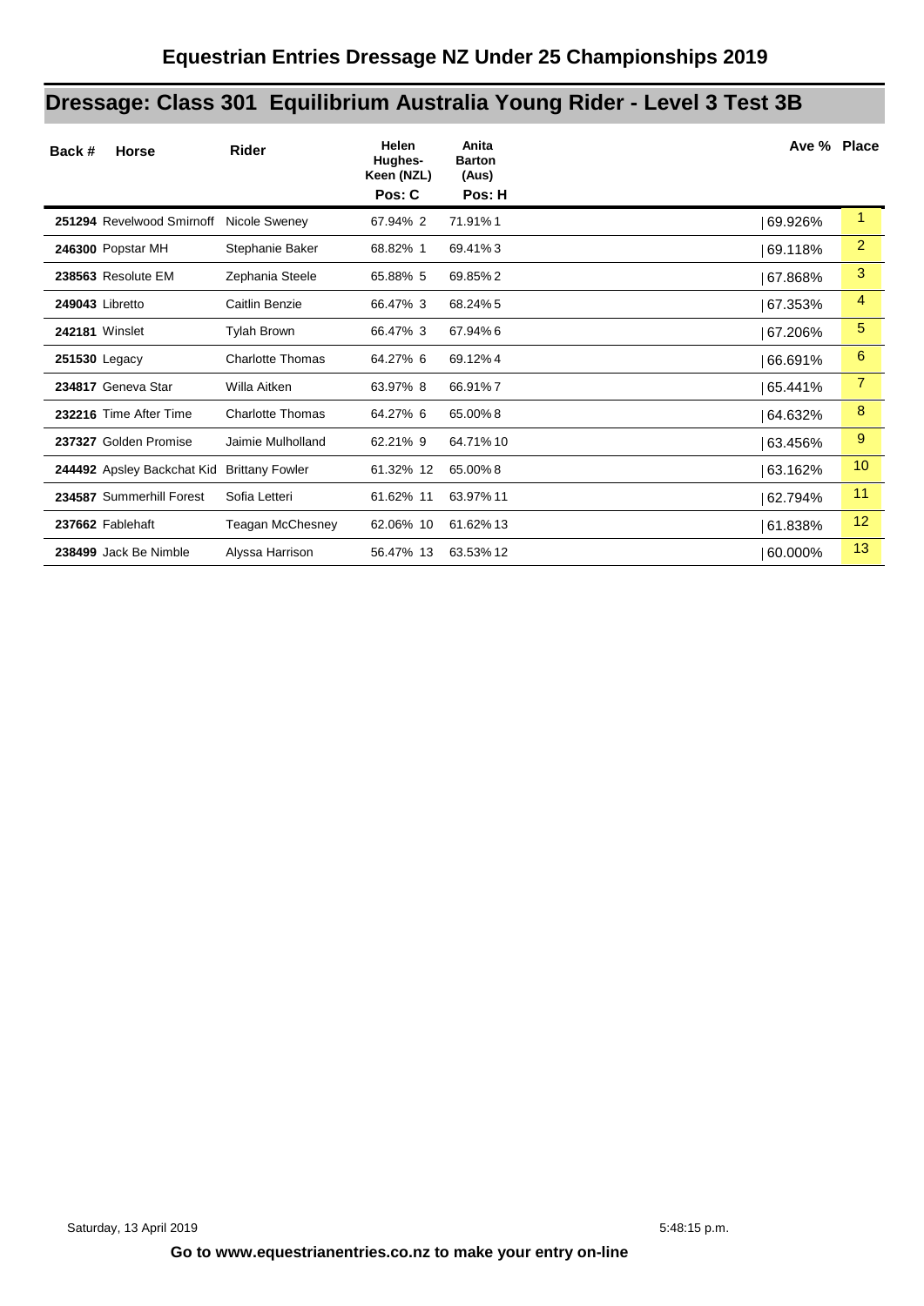# Equestrian Entries Dressage NZ Under 25 Championships 2019

## Dressage: Class 301 Equilibrium Australia Young Rider - Level 3 Test 3B

| Back # | Horse | Rider | Helen Hughes-Keen (NZL) Pos: C | | Anita Barton (Aus) Pos: H | | Ave % | Place |
|---|---|---|---|---|---|---|---|---|
| **251294** | Revelwood Smirnoff | Nicole Sweney | 67.94% | 2 | 71.91% | 1 | 69.926% | 1 |
| **246300** | Popstar MH | Stephanie Baker | 68.82% | 1 | 69.41% | 3 | 69.118% | 2 |
| **238563** | Resolute EM | Zephania Steele | 65.88% | 5 | 69.85% | 2 | 67.868% | 3 |
| **249043** | Libretto | Caitlin Benzie | 66.47% | 3 | 68.24% | 5 | 67.353% | 4 |
| **242181** | Winslet | Tylah Brown | 66.47% | 3 | 67.94% | 6 | 67.206% | 5 |
| **251530** | Legacy | Charlotte Thomas | 64.27% | 6 | 69.12% | 4 | 66.691% | 6 |
| **234817** | Geneva Star | Willa Aitken | 63.97% | 8 | 66.91% | 7 | 65.441% | 7 |
| **232216** | Time After Time | Charlotte Thomas | 64.27% | 6 | 65.00% | 8 | 64.632% | 8 |
| **237327** | Golden Promise | Jaimie Mulholland | 62.21% | 9 | 64.71% | 10 | 63.456% | 9 |
| **244492** | Apsley Backchat Kid | Brittany Fowler | 61.32% | 12 | 65.00% | 8 | 63.162% | 10 |
| **234587** | Summerhill Forest | Sofia Letteri | 61.62% | 11 | 63.97% | 11 | 62.794% | 11 |
| **237662** | Fablehaft | Teagan McChesney | 62.06% | 10 | 61.62% | 13 | 61.838% | 12 |
| **238499** | Jack Be Nimble | Alyssa Harrison | 56.47% | 13 | 63.53% | 12 | 60.000% | 13 |

Saturday, 13 April 2019 5:48:15 p.m.

**Go to www.equestrianentries.co.nz to make your entry on-line**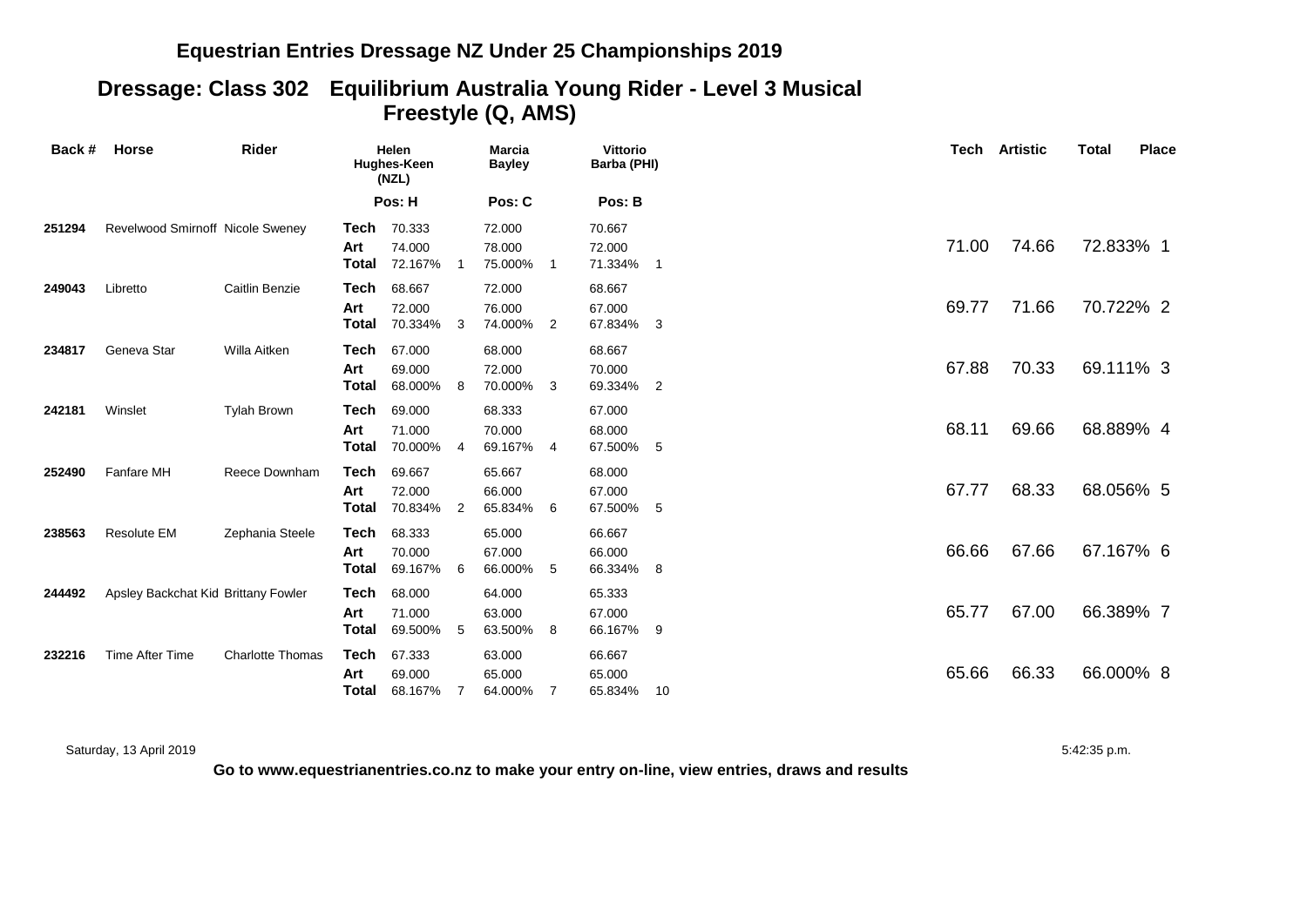# Equestrian Entries Dressage NZ Under 25 Championships 2019

## Dressage: Class 302 Equilibrium Australia Young Rider - Level 3 Musical Freestyle (Q, AMS)

| Back # | Horse | Rider | | Helen Hughes-Keen (NZL) | | Marcia Bayley | | Vittorio Barba (PHI) | | Tech | Artistic | Total | Place |
|---|---|---|---|---|---|---|---|---|---|---|---|---|---|
| | | | | Pos: H | | Pos: C | | Pos: B | | | | | |
| 251294 | Revelwood Smirnoff | Nicole Sweney | Tech | 70.333 | | 72.000 | | 70.667 | | | | | |
| | | | Art | 74.000 | | 78.000 | | 72.000 | | 71.00 | 74.66 | 72.833% | 1 |
| | | | Total | 72.167% | 1 | 75.000% | 1 | 71.334% | 1 | | | | |
| 249043 | Libretto | Caitlin Benzie | Tech | 68.667 | | 72.000 | | 68.667 | | | | | |
| | | | Art | 72.000 | | 76.000 | | 67.000 | | 69.77 | 71.66 | 70.722% | 2 |
| | | | Total | 70.334% | 3 | 74.000% | 2 | 67.834% | 3 | | | | |
| 234817 | Geneva Star | Willa Aitken | Tech | 67.000 | | 68.000 | | 68.667 | | | | | |
| | | | Art | 69.000 | | 72.000 | | 70.000 | | 67.88 | 70.33 | 69.111% | 3 |
| | | | Total | 68.000% | 8 | 70.000% | 3 | 69.334% | 2 | | | | |
| 242181 | Winslet | Tylah Brown | Tech | 69.000 | | 68.333 | | 67.000 | | | | | |
| | | | Art | 71.000 | | 70.000 | | 68.000 | | 68.11 | 69.66 | 68.889% | 4 |
| | | | Total | 70.000% | 4 | 69.167% | 4 | 67.500% | 5 | | | | |
| 252490 | Fanfare MH | Reece Downham | Tech | 69.667 | | 65.667 | | 68.000 | | | | | |
| | | | Art | 72.000 | | 66.000 | | 67.000 | | 67.77 | 68.33 | 68.056% | 5 |
| | | | Total | 70.834% | 2 | 65.834% | 6 | 67.500% | 5 | | | | |
| 238563 | Resolute EM | Zephania Steele | Tech | 68.333 | | 65.000 | | 66.667 | | | | | |
| | | | Art | 70.000 | | 67.000 | | 66.000 | | 66.66 | 67.66 | 67.167% | 6 |
| | | | Total | 69.167% | 6 | 66.000% | 5 | 66.334% | 8 | | | | |
| 244492 | Apsley Backchat Kid | Brittany Fowler | Tech | 68.000 | | 64.000 | | 65.333 | | | | | |
| | | | Art | 71.000 | | 63.000 | | 67.000 | | 65.77 | 67.00 | 66.389% | 7 |
| | | | Total | 69.500% | 5 | 63.500% | 8 | 66.167% | 9 | | | | |
| 232216 | Time After Time | Charlotte Thomas | Tech | 67.333 | | 63.000 | | 66.667 | | | | | |
| | | | Art | 69.000 | | 65.000 | | 65.000 | | 65.66 | 66.33 | 66.000% | 8 |
| | | | Total | 68.167% | 7 | 64.000% | 7 | 65.834% | 10 | | | | |

Saturday, 13 April 2019 5:42:35 p.m.

**Go to www.equestrianentries.co.nz to make your entry on-line, view entries, draws and results**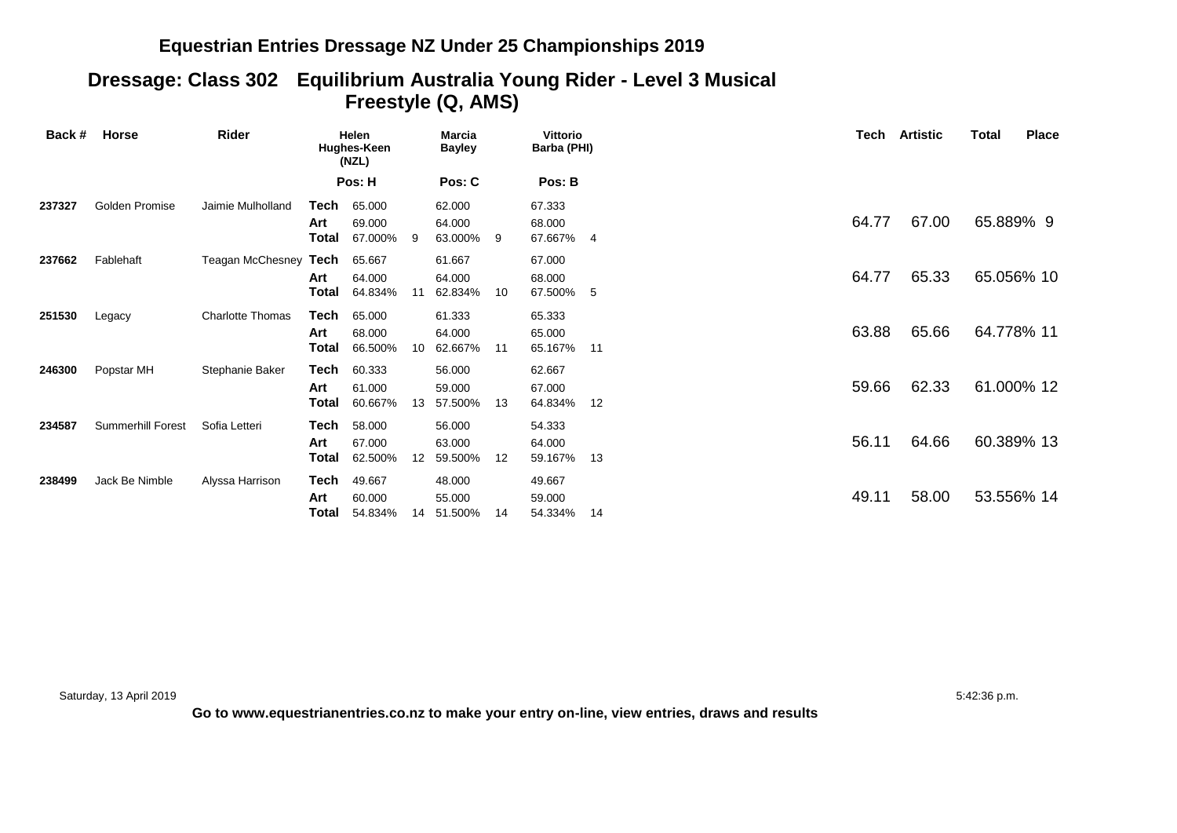## Equestrian Entries Dressage NZ Under 25 Championships 2019

### Dressage: Class 302 Equilibrium Australia Young Rider - Level 3 Musical Freestyle (Q, AMS)

| Back # | Horse | Rider | | Helen Hughes-Keen (NZL) | | Marcia Bayley | | Vittorio Barba (PHI) | | Tech | Artistic | Total | Place |
|---|---|---|---|---|---|---|---|---|---|---|---|---|---|
| | | | | Pos: H | | Pos: C | | Pos: B | | | | | |
| 237327 | Golden Promise | Jaimie Mulholland | Tech | 65.000 | | 62.000 | | 67.333 | | | | | |
| | | | Art | 69.000 | | 64.000 | | 68.000 | | 64.77 | 67.00 | 65.889% | 9 |
| | | | Total | 67.000% | 9 | 63.000% | 9 | 67.667% | 4 | | | | |
| 237662 | Fablehaft | Teagan McChesney | Tech | 65.667 | | 61.667 | | 67.000 | | | | | |
| | | | Art | 64.000 | | 64.000 | | 68.000 | | 64.77 | 65.33 | 65.056% | 10 |
| | | | Total | 64.834% | 11 | 62.834% | 10 | 67.500% | 5 | | | | |
| 251530 | Legacy | Charlotte Thomas | Tech | 65.000 | | 61.333 | | 65.333 | | | | | |
| | | | Art | 68.000 | | 64.000 | | 65.000 | | 63.88 | 65.66 | 64.778% | 11 |
| | | | Total | 66.500% | 10 | 62.667% | 11 | 65.167% | 11 | | | | |
| 246300 | Popstar MH | Stephanie Baker | Tech | 60.333 | | 56.000 | | 62.667 | | | | | |
| | | | Art | 61.000 | | 59.000 | | 67.000 | | 59.66 | 62.33 | 61.000% | 12 |
| | | | Total | 60.667% | 13 | 57.500% | 13 | 64.834% | 12 | | | | |
| 234587 | Summerhill Forest | Sofia Letteri | Tech | 58.000 | | 56.000 | | 54.333 | | | | | |
| | | | Art | 67.000 | | 63.000 | | 64.000 | | 56.11 | 64.66 | 60.389% | 13 |
| | | | Total | 62.500% | 12 | 59.500% | 12 | 59.167% | 13 | | | | |
| 238499 | Jack Be Nimble | Alyssa Harrison | Tech | 49.667 | | 48.000 | | 49.667 | | | | | |
| | | | Art | 60.000 | | 55.000 | | 59.000 | | 49.11 | 58.00 | 53.556% | 14 |
| | | | Total | 54.834% | 14 | 51.500% | 14 | 54.334% | 14 | | | | |

Saturday, 13 April 2019 5:42:36 p.m.

**Go to www.equestrianentries.co.nz to make your entry on-line, view entries, draws and results**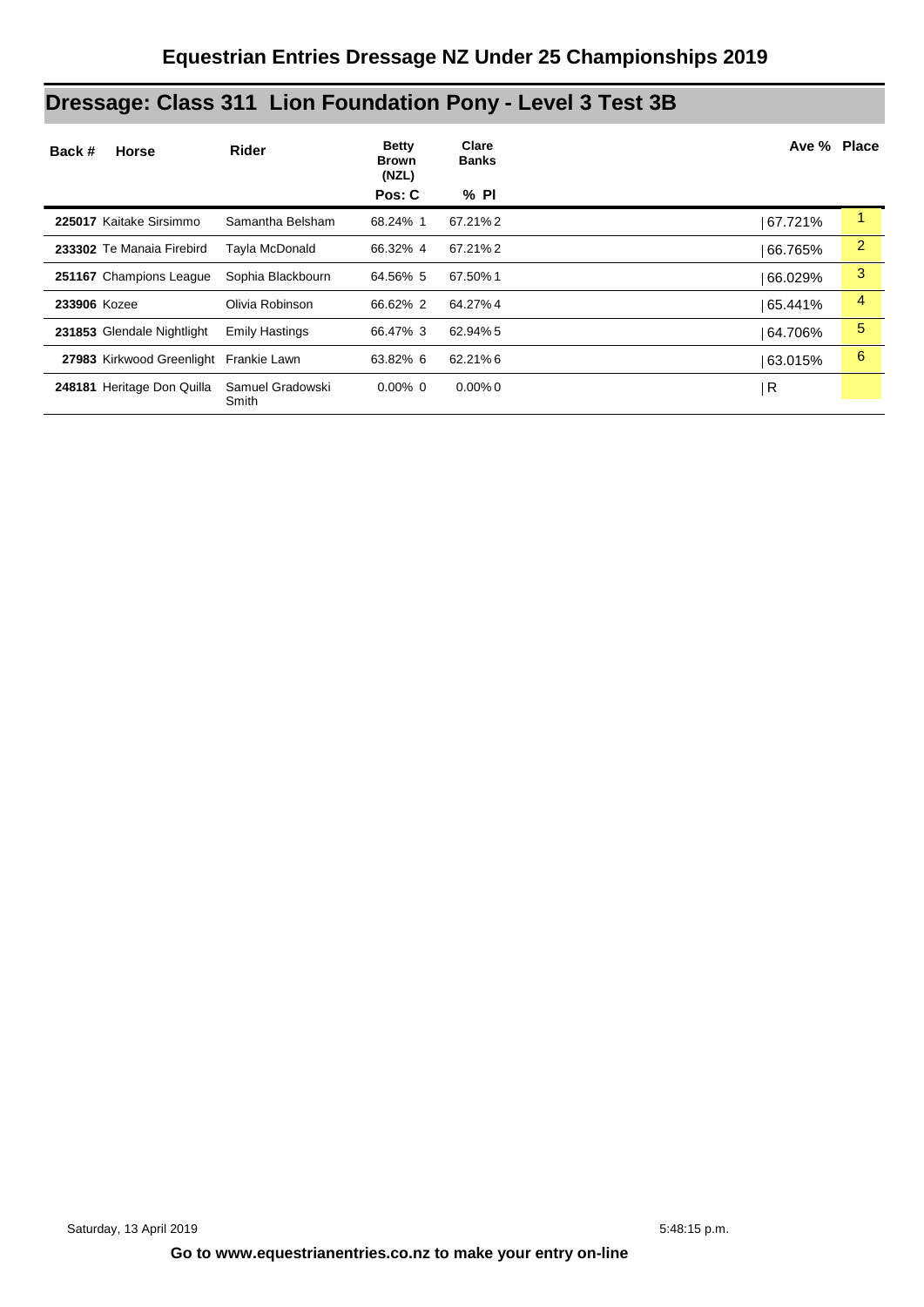# Equestrian Entries Dressage NZ Under 25 Championships 2019

## Dressage: Class 311 Lion Foundation Pony - Level 3 Test 3B

| Back # | Horse | Rider | Betty Brown (NZL) Pos: C | | Clare Banks % Pl | | Ave % | Place |
|---|---|---|---|---|---|---|---|---|
| 225017 | Kaitake Sirsimmo | Samantha Belsham | 68.24% | 1 | 67.21% | 2 | 67.721% | 1 |
| 233302 | Te Manaia Firebird | Tayla McDonald | 66.32% | 4 | 67.21% | 2 | 66.765% | 2 |
| 251167 | Champions League | Sophia Blackbourn | 64.56% | 5 | 67.50% | 1 | 66.029% | 3 |
| 233906 | Kozee | Olivia Robinson | 66.62% | 2 | 64.27% | 4 | 65.441% | 4 |
| 231853 | Glendale Nightlight | Emily Hastings | 66.47% | 3 | 62.94% | 5 | 64.706% | 5 |
| 27983 | Kirkwood Greenlight | Frankie Lawn | 63.82% | 6 | 62.21% | 6 | 63.015% | 6 |
| 248181 | Heritage Don Quilla | Samuel Gradowski Smith | 0.00% | 0 | 0.00% | 0 | R | |

Saturday, 13 April 2019 5:48:15 p.m.

**Go to www.equestrianentries.co.nz to make your entry on-line**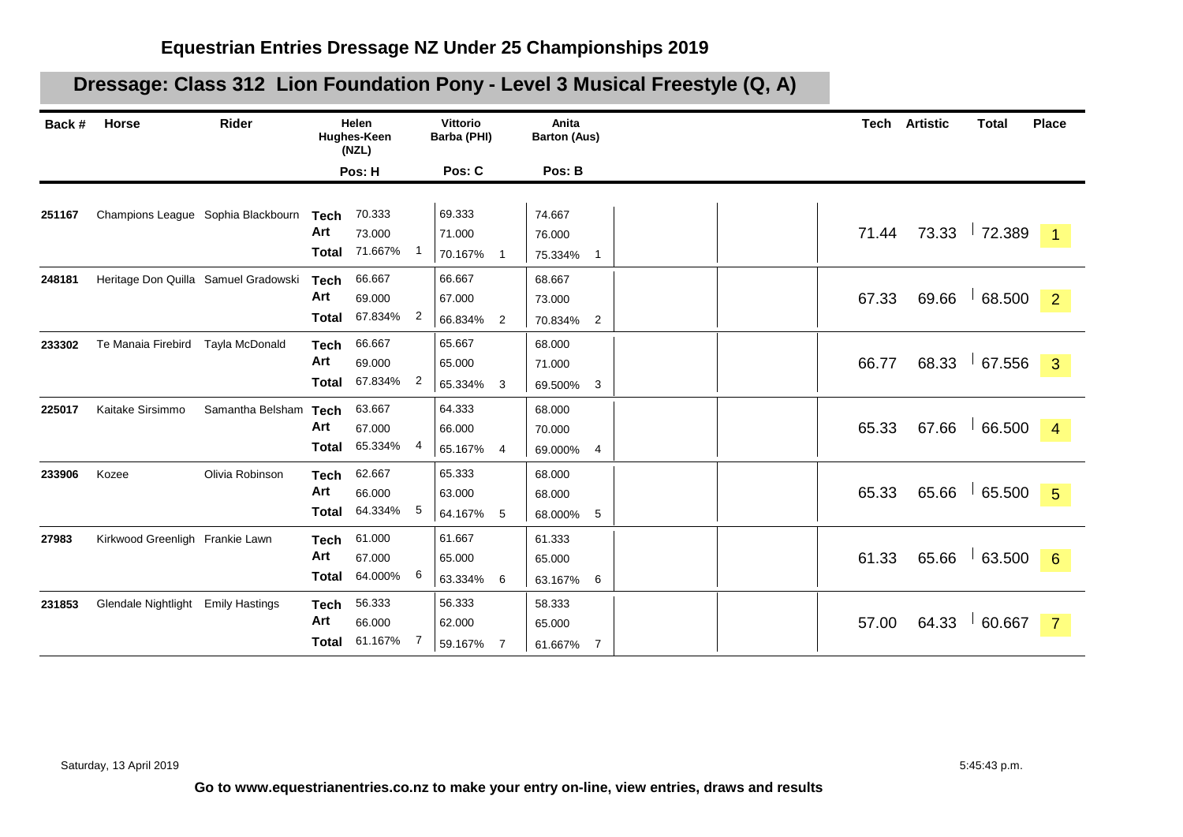# Equestrian Entries Dressage NZ Under 25 Championships 2019

## Dressage: Class 312 Lion Foundation Pony - Level 3 Musical Freestyle (Q, A)

| Back # | Horse | Rider | | Helen Hughes-Keen (NZL) Pos: H | | Vittorio Barba (PHI) Pos: C | | Anita Barton (Aus) Pos: B | | Tech | Artistic | Total | Place |
|---|---|---|---|---|---|---|---|---|---|---|---|---|---|
| 251167 | Champions League | Sophia Blackbourn | Tech | 70.333 | | 69.333 | | 74.667 | | 71.44 | 73.33 | 72.389 | 1 |
| | | | Art | 73.000 | | 71.000 | | 76.000 | | | | | |
| | | | Total | 71.667% | 1 | 70.167% | 1 | 75.334% | 1 | | | | |
| 248181 | Heritage Don Quilla | Samuel Gradowski | Tech | 66.667 | | 66.667 | | 68.667 | | 67.33 | 69.66 | 68.500 | 2 |
| | | | Art | 69.000 | | 67.000 | | 73.000 | | | | | |
| | | | Total | 67.834% | 2 | 66.834% | 2 | 70.834% | 2 | | | | |
| 233302 | Te Manaia Firebird | Tayla McDonald | Tech | 66.667 | | 65.667 | | 68.000 | | 66.77 | 68.33 | 67.556 | 3 |
| | | | Art | 69.000 | | 65.000 | | 71.000 | | | | | |
| | | | Total | 67.834% | 2 | 65.334% | 3 | 69.500% | 3 | | | | |
| 225017 | Kaitake Sirsimmo | Samantha Belsham | Tech | 63.667 | | 64.333 | | 68.000 | | 65.33 | 67.66 | 66.500 | 4 |
| | | | Art | 67.000 | | 66.000 | | 70.000 | | | | | |
| | | | Total | 65.334% | 4 | 65.167% | 4 | 69.000% | 4 | | | | |
| 233906 | Kozee | Olivia Robinson | Tech | 62.667 | | 65.333 | | 68.000 | | 65.33 | 65.66 | 65.500 | 5 |
| | | | Art | 66.000 | | 63.000 | | 68.000 | | | | | |
| | | | Total | 64.334% | 5 | 64.167% | 5 | 68.000% | 5 | | | | |
| 27983 | Kirkwood Greenligh | Frankie Lawn | Tech | 61.000 | | 61.667 | | 61.333 | | 61.33 | 65.66 | 63.500 | 6 |
| | | | Art | 67.000 | | 65.000 | | 65.000 | | | | | |
| | | | Total | 64.000% | 6 | 63.334% | 6 | 63.167% | 6 | | | | |
| 231853 | Glendale Nightlight | Emily Hastings | Tech | 56.333 | | 56.333 | | 58.333 | | 57.00 | 64.33 | 60.667 | 7 |
| | | | Art | 66.000 | | 62.000 | | 65.000 | | | | | |
| | | | Total | 61.167% | 7 | 59.167% | 7 | 61.667% | 7 | | | | |

Saturday, 13 April 2019 5:45:43 p.m.

**Go to www.equestrianentries.co.nz to make your entry on-line, view entries, draws and results**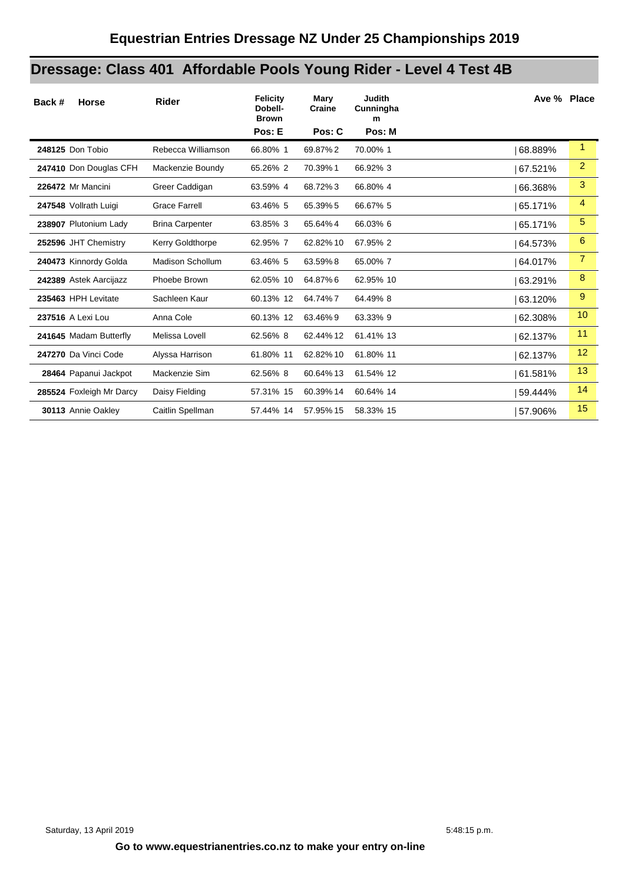# Equestrian Entries Dressage NZ Under 25 Championships 2019

## Dressage: Class 401 Affordable Pools Young Rider - Level 4 Test 4B

| Back # | Horse | Rider | Felicity Dobell-Brown | | Mary Craine | | Judith Cunningham | | Ave % | Place |
|---|---|---|---|---|---|---|---|---|---|---|
| | | | Pos: E | | Pos: C | | Pos: M | | | |
| **248125** | Don Tobio | Rebecca Williamson | 66.80% | 1 | 69.87% | 2 | 70.00% | 1 | 68.889% | 1 |
| **247410** | Don Douglas CFH | Mackenzie Boundy | 65.26% | 2 | 70.39% | 1 | 66.92% | 3 | 67.521% | 2 |
| **226472** | Mr Mancini | Greer Caddigan | 63.59% | 4 | 68.72% | 3 | 66.80% | 4 | 66.368% | 3 |
| **247548** | Vollrath Luigi | Grace Farrell | 63.46% | 5 | 65.39% | 5 | 66.67% | 5 | 65.171% | 4 |
| **238907** | Plutonium Lady | Brina Carpenter | 63.85% | 3 | 65.64% | 4 | 66.03% | 6 | 65.171% | 5 |
| **252596** | JHT Chemistry | Kerry Goldthorpe | 62.95% | 7 | 62.82% | 10 | 67.95% | 2 | 64.573% | 6 |
| **240473** | Kinnordy Golda | Madison Schollum | 63.46% | 5 | 63.59% | 8 | 65.00% | 7 | 64.017% | 7 |
| **242389** | Astek Aarcijazz | Phoebe Brown | 62.05% | 10 | 64.87% | 6 | 62.95% | 10 | 63.291% | 8 |
| **235463** | HPH Levitate | Sachleen Kaur | 60.13% | 12 | 64.74% | 7 | 64.49% | 8 | 63.120% | 9 |
| **237516** | A Lexi Lou | Anna Cole | 60.13% | 12 | 63.46% | 9 | 63.33% | 9 | 62.308% | 10 |
| **241645** | Madam Butterfly | Melissa Lovell | 62.56% | 8 | 62.44% | 12 | 61.41% | 13 | 62.137% | 11 |
| **247270** | Da Vinci Code | Alyssa Harrison | 61.80% | 11 | 62.82% | 10 | 61.80% | 11 | 62.137% | 12 |
| **28464** | Papanui Jackpot | Mackenzie Sim | 62.56% | 8 | 60.64% | 13 | 61.54% | 12 | 61.581% | 13 |
| **285524** | Foxleigh Mr Darcy | Daisy Fielding | 57.31% | 15 | 60.39% | 14 | 60.64% | 14 | 59.444% | 14 |
| **30113** | Annie Oakley | Caitlin Spellman | 57.44% | 14 | 57.95% | 15 | 58.33% | 15 | 57.906% | 15 |

Saturday, 13 April 2019 5:48:15 p.m.

**Go to www.equestrianentries.co.nz to make your entry on-line**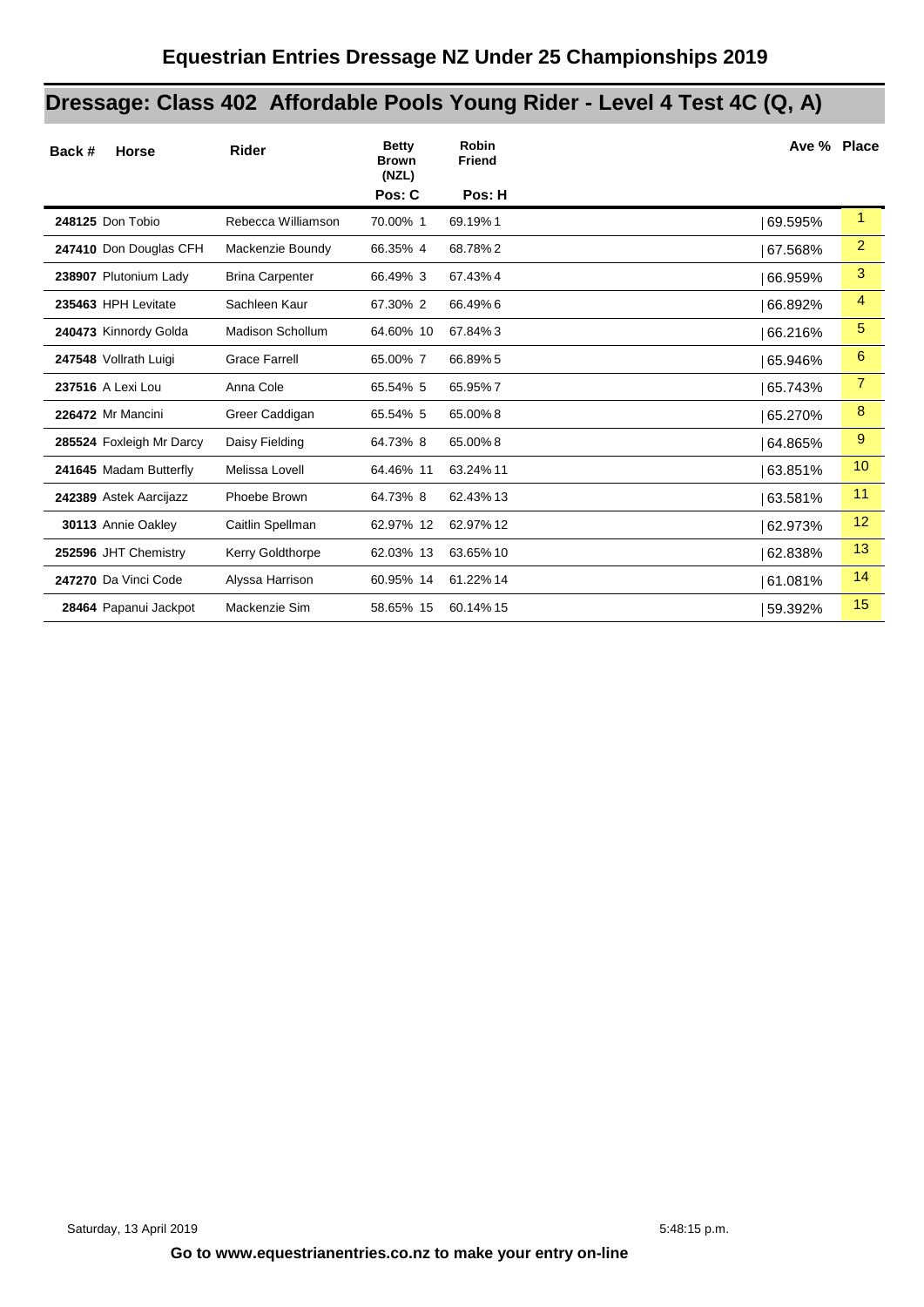# Equestrian Entries Dressage NZ Under 25 Championships 2019

## Dressage: Class 402 Affordable Pools Young Rider - Level 4 Test 4C (Q, A)

| Back # | Horse | Rider | Betty Brown (NZL) Pos: C | | Robin Friend Pos: H | | Ave % | Place |
|---|---|---|---|---|---|---|---|---|
| 248125 | Don Tobio | Rebecca Williamson | 70.00% | 1 | 69.19% | 1 | 69.595% | 1 |
| 247410 | Don Douglas CFH | Mackenzie Boundy | 66.35% | 4 | 68.78% | 2 | 67.568% | 2 |
| 238907 | Plutonium Lady | Brina Carpenter | 66.49% | 3 | 67.43% | 4 | 66.959% | 3 |
| 235463 | HPH Levitate | Sachleen Kaur | 67.30% | 2 | 66.49% | 6 | 66.892% | 4 |
| 240473 | Kinnordy Golda | Madison Schollum | 64.60% | 10 | 67.84% | 3 | 66.216% | 5 |
| 247548 | Vollrath Luigi | Grace Farrell | 65.00% | 7 | 66.89% | 5 | 65.946% | 6 |
| 237516 | A Lexi Lou | Anna Cole | 65.54% | 5 | 65.95% | 7 | 65.743% | 7 |
| 226472 | Mr Mancini | Greer Caddigan | 65.54% | 5 | 65.00% | 8 | 65.270% | 8 |
| 285524 | Foxleigh Mr Darcy | Daisy Fielding | 64.73% | 8 | 65.00% | 8 | 64.865% | 9 |
| 241645 | Madam Butterfly | Melissa Lovell | 64.46% | 11 | 63.24% | 11 | 63.851% | 10 |
| 242389 | Astek Aarcijazz | Phoebe Brown | 64.73% | 8 | 62.43% | 13 | 63.581% | 11 |
| 30113 | Annie Oakley | Caitlin Spellman | 62.97% | 12 | 62.97% | 12 | 62.973% | 12 |
| 252596 | JHT Chemistry | Kerry Goldthorpe | 62.03% | 13 | 63.65% | 10 | 62.838% | 13 |
| 247270 | Da Vinci Code | Alyssa Harrison | 60.95% | 14 | 61.22% | 14 | 61.081% | 14 |
| 28464 | Papanui Jackpot | Mackenzie Sim | 58.65% | 15 | 60.14% | 15 | 59.392% | 15 |

Saturday, 13 April 2019 5:48:15 p.m.

**Go to www.equestrianentries.co.nz to make your entry on-line**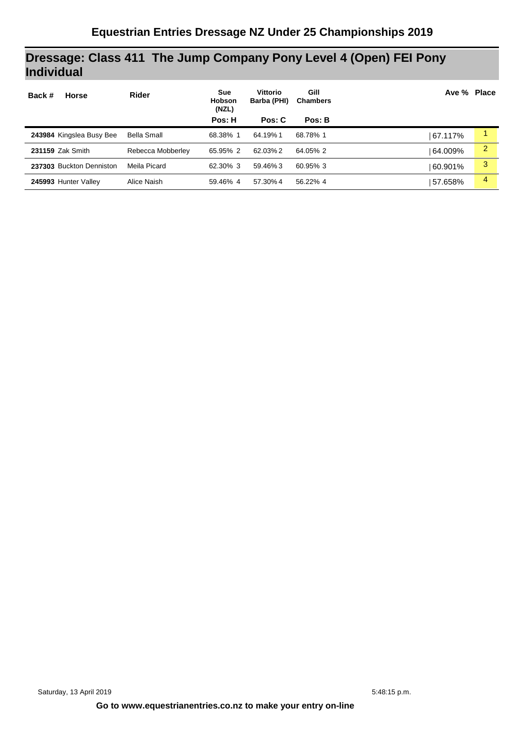## Equestrian Entries Dressage NZ Under 25 Championships 2019

## Dressage: Class 411 The Jump Company Pony Level 4 (Open) FEI Pony Individual

| Back # | Horse | Rider | Sue Hobson (NZL) Pos: H | | Vittorio Barba (PHI) Pos: C | | Gill Chambers Pos: B | | Ave % | Place |
|---|---|---|---|---|---|---|---|---|---|---|
| **243984** | Kingslea Busy Bee | Bella Small | 68.38% | 1 | 64.19% | 1 | 68.78% | 1 | 67.117% | 1 |
| **231159** | Zak Smith | Rebecca Mobberley | 65.95% | 2 | 62.03% | 2 | 64.05% | 2 | 64.009% | 2 |
| **237303** | Buckton Denniston | Meila Picard | 62.30% | 3 | 59.46% | 3 | 60.95% | 3 | 60.901% | 3 |
| **245993** | Hunter Valley | Alice Naish | 59.46% | 4 | 57.30% | 4 | 56.22% | 4 | 57.658% | 4 |

Saturday, 13 April 2019 5:48:15 p.m.

**Go to www.equestrianentries.co.nz to make your entry on-line**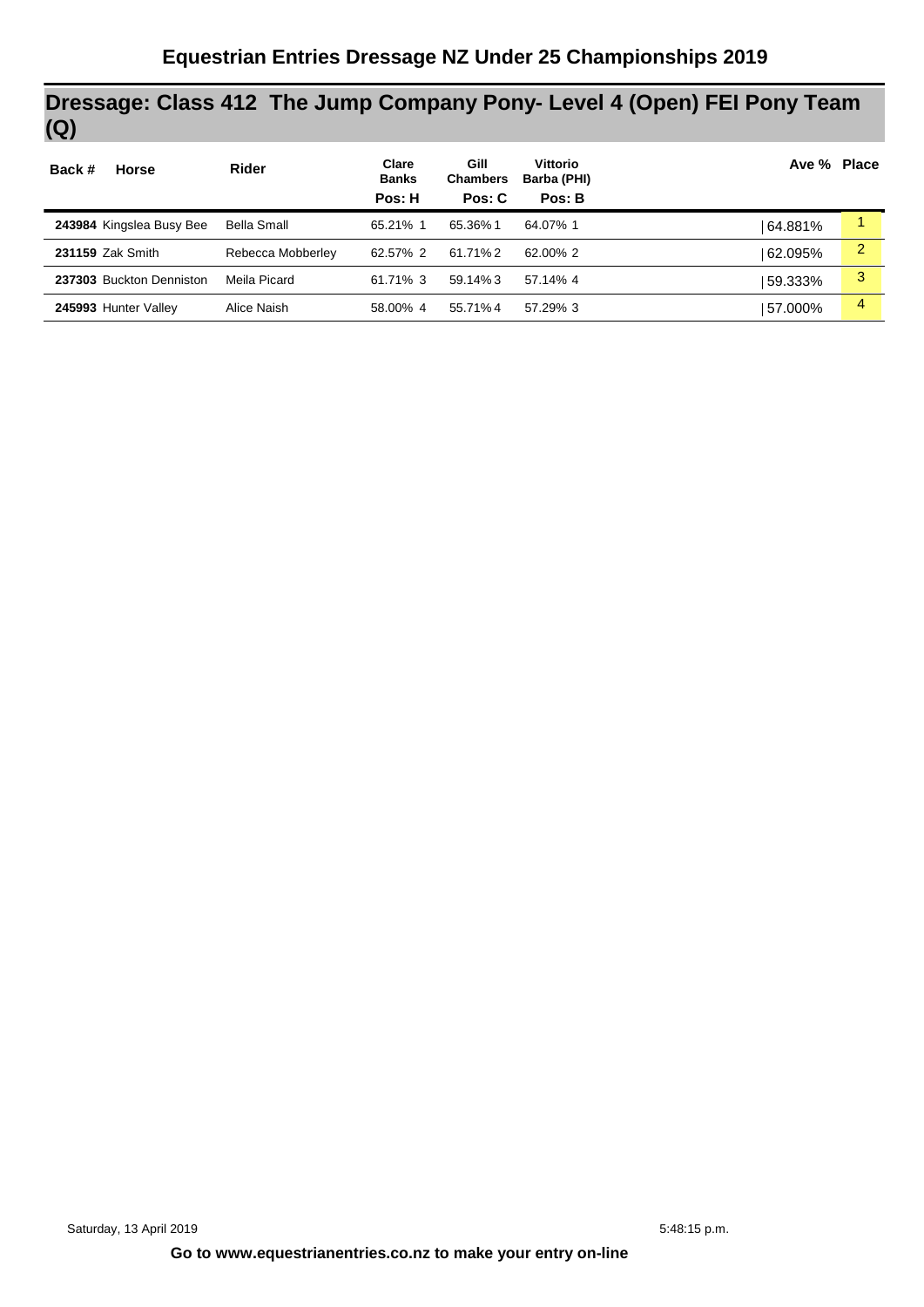# Equestrian Entries Dressage NZ Under 25 Championships 2019

## Dressage: Class 412 The Jump Company Pony- Level 4 (Open) FEI Pony Team (Q)

| Back # | Horse | Rider | Clare Banks Pos: H | | Gill Chambers Pos: C | | Vittorio Barba (PHI) Pos: B | | Ave % | Place |
|---|---|---|---|---|---|---|---|---|---|---|
| 243984 | Kingslea Busy Bee | Bella Small | 65.21% | 1 | 65.36% | 1 | 64.07% | 1 | 64.881% | 1 |
| 231159 | Zak Smith | Rebecca Mobberley | 62.57% | 2 | 61.71% | 2 | 62.00% | 2 | 62.095% | 2 |
| 237303 | Buckton Denniston | Meila Picard | 61.71% | 3 | 59.14% | 3 | 57.14% | 4 | 59.333% | 3 |
| 245993 | Hunter Valley | Alice Naish | 58.00% | 4 | 55.71% | 4 | 57.29% | 3 | 57.000% | 4 |

Saturday, 13 April 2019 5:48:15 p.m.

**Go to www.equestrianentries.co.nz to make your entry on-line**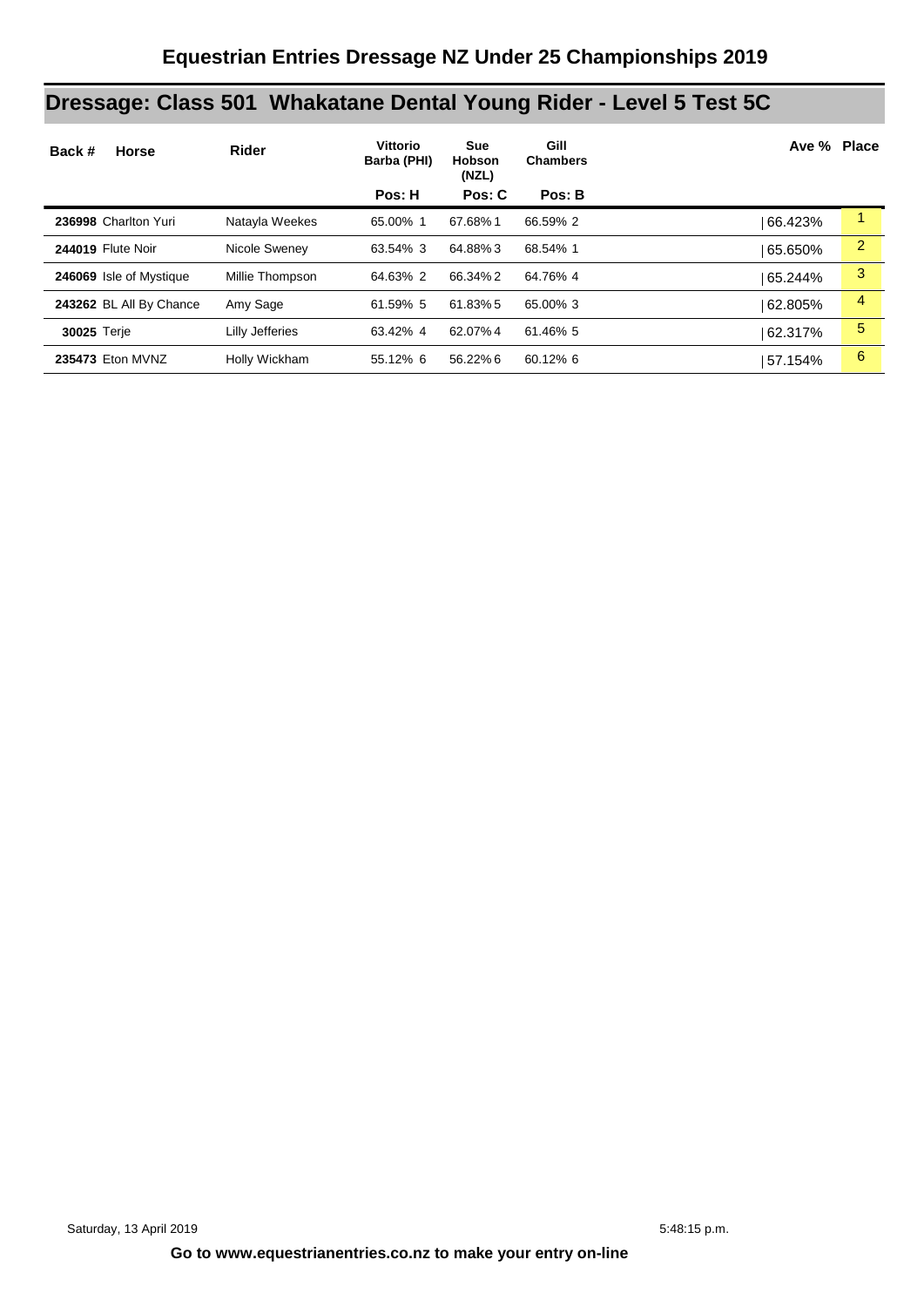# Equestrian Entries Dressage NZ Under 25 Championships 2019

## Dressage: Class 501 Whakatane Dental Young Rider - Level 5 Test 5C

| Back # | Horse | Rider | Vittorio Barba (PHI) | | Sue Hobson (NZL) | | Gill Chambers | | Ave % | Place |
|---|---|---|---|---|---|---|---|---|---|---|
| | | | Pos: H | | Pos: C | | Pos: B | | | |
| **236998** | Charlton Yuri | Natayla Weekes | 65.00% | 1 | 67.68% | 1 | 66.59% | 2 | 66.423% | 1 |
| **244019** | Flute Noir | Nicole Sweney | 63.54% | 3 | 64.88% | 3 | 68.54% | 1 | 65.650% | 2 |
| **246069** | Isle of Mystique | Millie Thompson | 64.63% | 2 | 66.34% | 2 | 64.76% | 4 | 65.244% | 3 |
| **243262** | BL All By Chance | Amy Sage | 61.59% | 5 | 61.83% | 5 | 65.00% | 3 | 62.805% | 4 |
| **30025** | Terje | Lilly Jefferies | 63.42% | 4 | 62.07% | 4 | 61.46% | 5 | 62.317% | 5 |
| **235473** | Eton MVNZ | Holly Wickham | 55.12% | 6 | 56.22% | 6 | 60.12% | 6 | 57.154% | 6 |

Saturday, 13 April 2019 5:48:15 p.m.

**Go to www.equestrianentries.co.nz to make your entry on-line**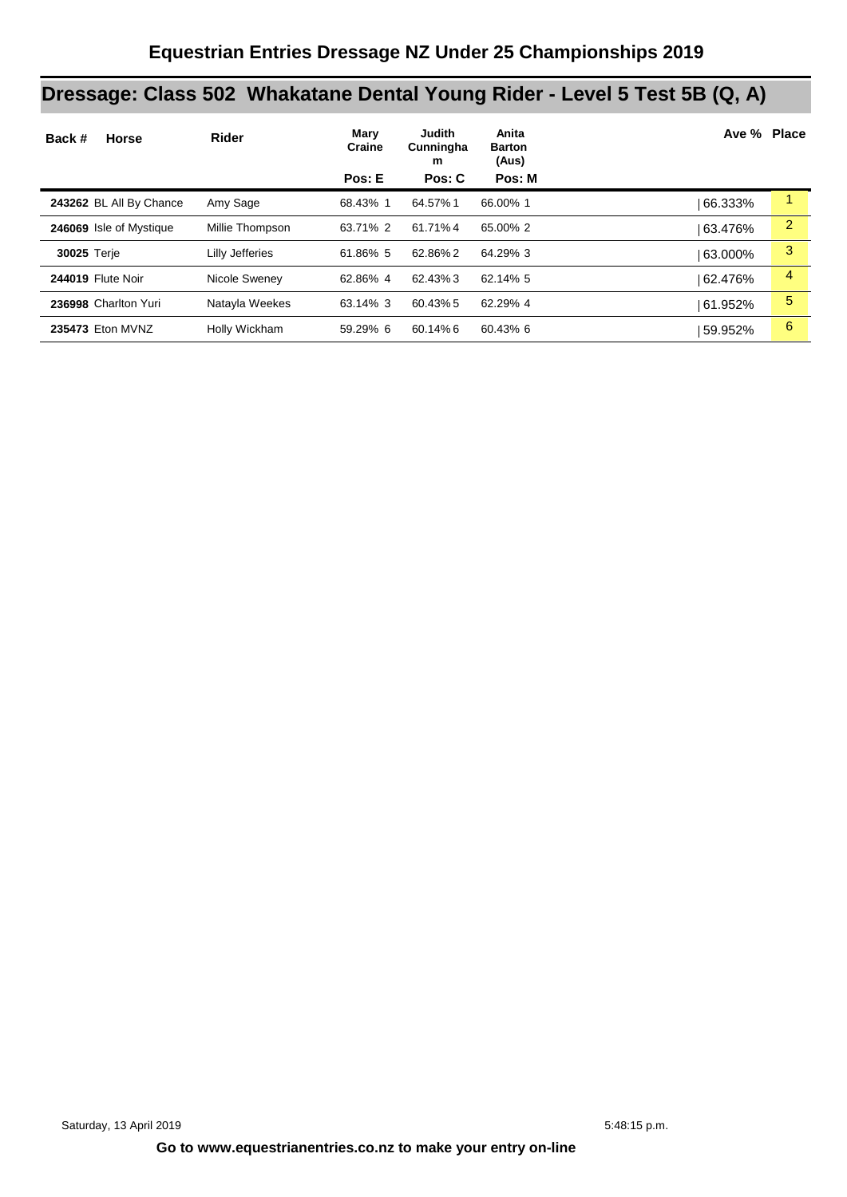# Equestrian Entries Dressage NZ Under 25 Championships 2019

## Dressage: Class 502 Whakatane Dental Young Rider - Level 5 Test 5B (Q, A)

| Back # | Horse | Rider | Mary Craine<br>Pos: E | Judith Cunningham<br>Pos: C | Anita Barton (Aus)<br>Pos: M | Ave % | Place |
|---|---|---|---|---|---|---|---|
| **243262** | BL All By Chance | Amy Sage | 68.43% 1 | 64.57% 1 | 66.00% 1 | 66.333% | 1 |
| **246069** | Isle of Mystique | Millie Thompson | 63.71% 2 | 61.71% 4 | 65.00% 2 | 63.476% | 2 |
| **30025** | Terje | Lilly Jefferies | 61.86% 5 | 62.86% 2 | 64.29% 3 | 63.000% | 3 |
| **244019** | Flute Noir | Nicole Sweney | 62.86% 4 | 62.43% 3 | 62.14% 5 | 62.476% | 4 |
| **236998** | Charlton Yuri | Natayla Weekes | 63.14% 3 | 60.43% 5 | 62.29% 4 | 61.952% | 5 |
| **235473** | Eton MVNZ | Holly Wickham | 59.29% 6 | 60.14% 6 | 60.43% 6 | 59.952% | 6 |

Saturday, 13 April 2019 5:48:15 p.m.

**Go to www.equestrianentries.co.nz to make your entry on-line**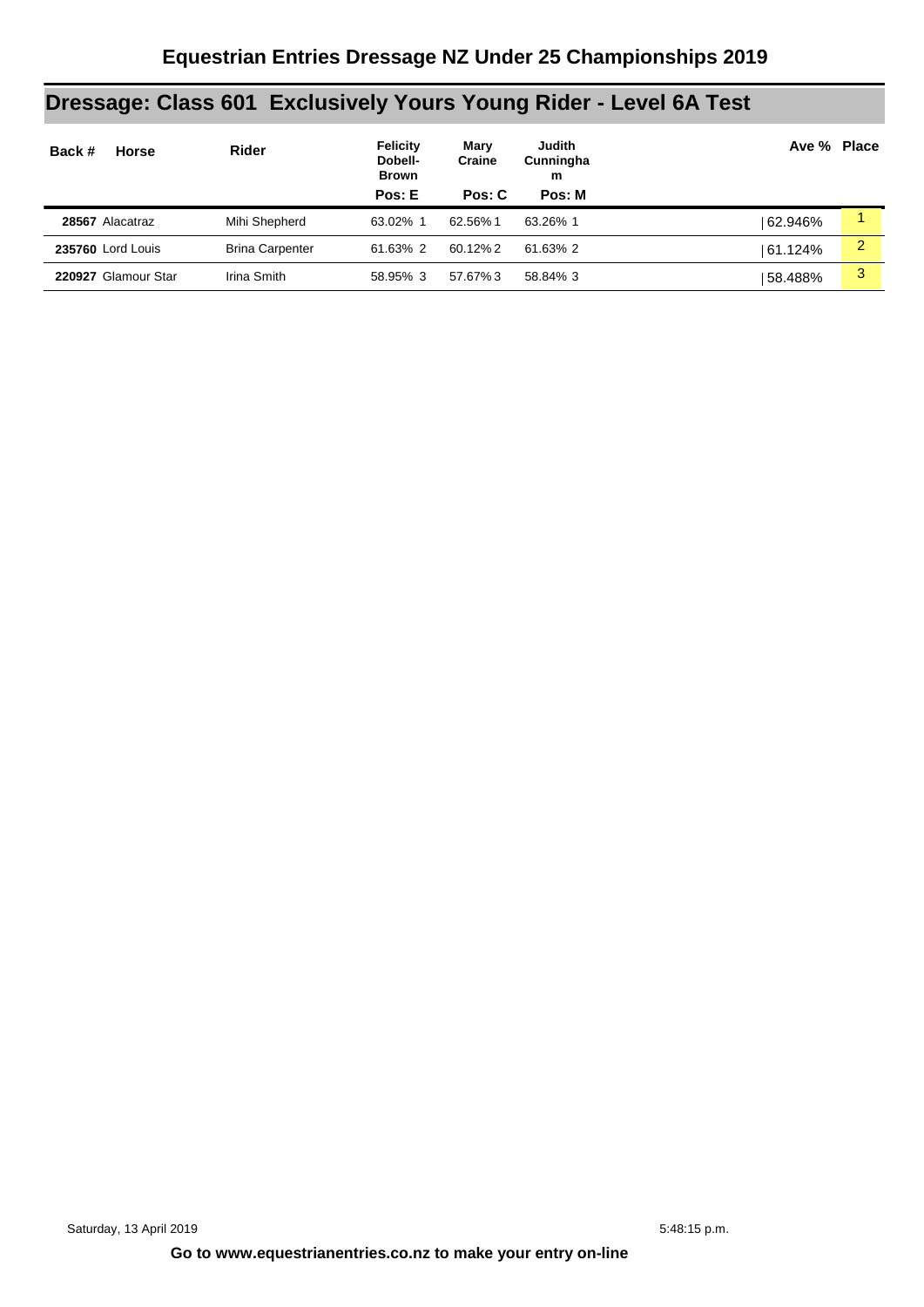# Equestrian Entries Dressage NZ Under 25 Championships 2019

## Dressage: Class 601 Exclusively Yours Young Rider - Level 6A Test

| Back # | Horse | Rider | Felicity Dobell-Brown | | Mary Craine | | Judith Cunningham | | Ave % | Place |
|---|---|---|---|---|---|---|---|---|---|---|
| | | | Pos: E | | Pos: C | | Pos: M | | | |
| **28567** | Alacatraz | Mihi Shepherd | 63.02% | 1 | 62.56% | 1 | 63.26% | 1 | 62.946% | 1 |
| **235760** | Lord Louis | Brina Carpenter | 61.63% | 2 | 60.12% | 2 | 61.63% | 2 | 61.124% | 2 |
| **220927** | Glamour Star | Irina Smith | 58.95% | 3 | 57.67% | 3 | 58.84% | 3 | 58.488% | 3 |

Saturday, 13 April 2019 5:48:15 p.m.

**Go to www.equestrianentries.co.nz to make your entry on-line**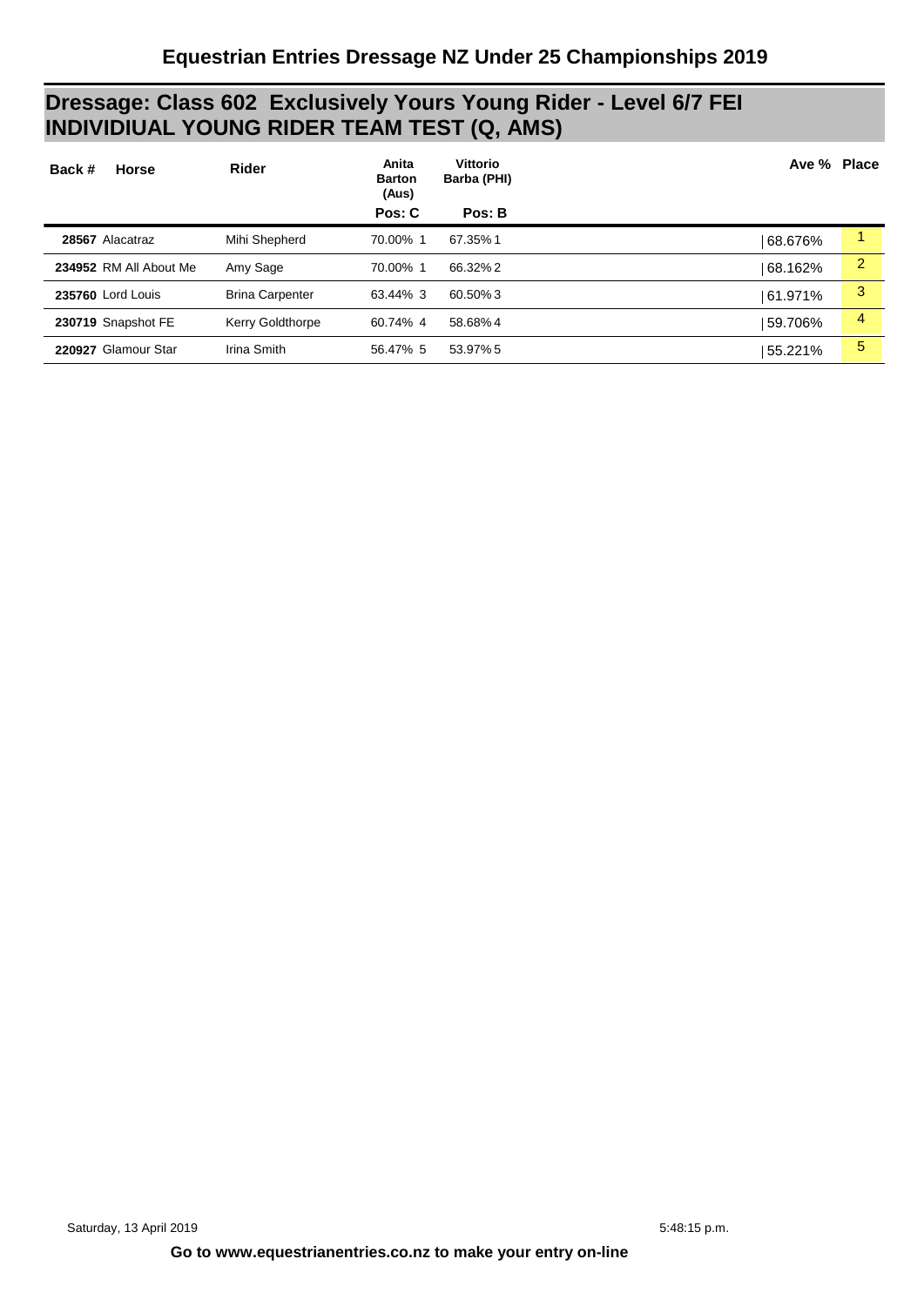# Equestrian Entries Dressage NZ Under 25 Championships 2019

## Dressage: Class 602 Exclusively Yours Young Rider - Level 6/7 FEI INDIVIDIUAL YOUNG RIDER TEAM TEST (Q, AMS)

| Back # | Horse | Rider | Anita Barton (Aus) | | Vittorio Barba (PHI) | | Ave % | Place |
|---|---|---|---|---|---|---|---|---|
| | | | Pos: C | | Pos: B | | | |
| **28567** | Alacatraz | Mihi Shepherd | 70.00% | 1 | 67.35% | 1 | 68.676% | 1 |
| **234952** | RM All About Me | Amy Sage | 70.00% | 1 | 66.32% | 2 | 68.162% | 2 |
| **235760** | Lord Louis | Brina Carpenter | 63.44% | 3 | 60.50% | 3 | 61.971% | 3 |
| **230719** | Snapshot FE | Kerry Goldthorpe | 60.74% | 4 | 58.68% | 4 | 59.706% | 4 |
| **220927** | Glamour Star | Irina Smith | 56.47% | 5 | 53.97% | 5 | 55.221% | 5 |

Saturday, 13 April 2019 5:48:15 p.m.

**Go to www.equestrianentries.co.nz to make your entry on-line**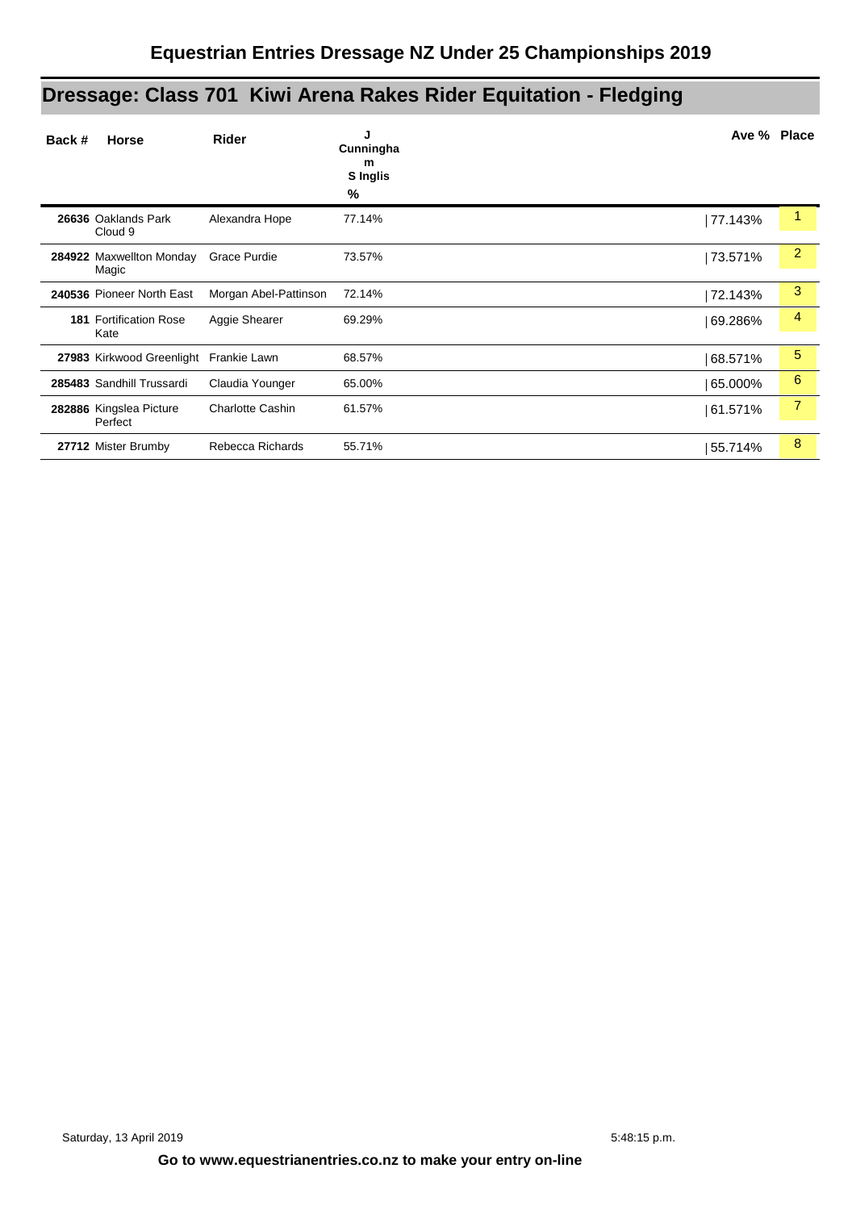# Equestrian Entries Dressage NZ Under 25 Championships 2019

## Dressage: Class 701 Kiwi Arena Rakes Rider Equitation - Fledging

| Back # | Horse | Rider | J Cunningham S Inglis % | Ave % | Place |
|---|---|---|---|---|---|
| **26636** | Oaklands Park Cloud 9 | Alexandra Hope | 77.14% | 77.143% | 1 |
| **284922** | Maxwellton Monday Magic | Grace Purdie | 73.57% | 73.571% | 2 |
| **240536** | Pioneer North East | Morgan Abel-Pattinson | 72.14% | 72.143% | 3 |
| **181** | Fortification Rose Kate | Aggie Shearer | 69.29% | 69.286% | 4 |
| **27983** | Kirkwood Greenlight | Frankie Lawn | 68.57% | 68.571% | 5 |
| **285483** | Sandhill Trussardi | Claudia Younger | 65.00% | 65.000% | 6 |
| **282886** | Kingslea Picture Perfect | Charlotte Cashin | 61.57% | 61.571% | 7 |
| **27712** | Mister Brumby | Rebecca Richards | 55.71% | 55.714% | 8 |

Saturday, 13 April 2019 5:48:15 p.m.

**Go to www.equestrianentries.co.nz to make your entry on-line**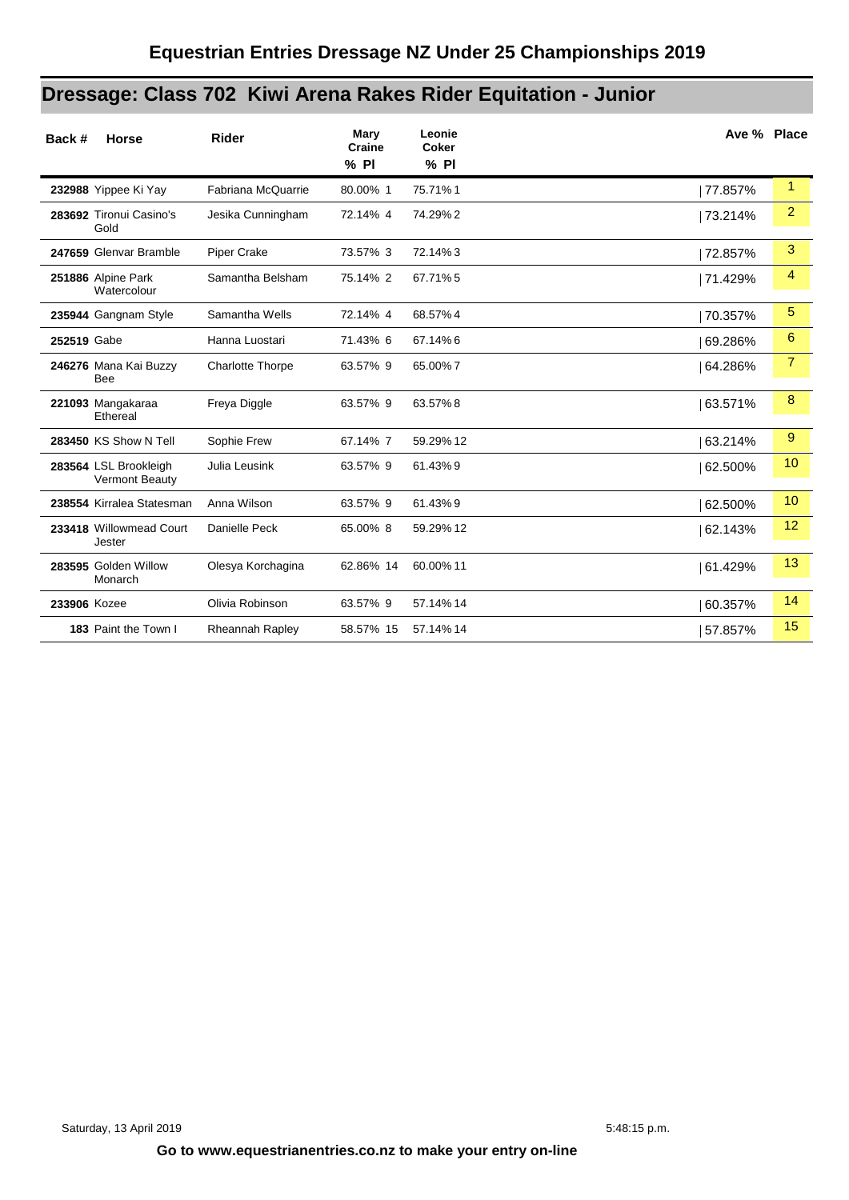# Equestrian Entries Dressage NZ Under 25 Championships 2019

## Dressage: Class 702 Kiwi Arena Rakes Rider Equitation - Junior

| Back # | Horse | Rider | Mary Craine % | Mary Craine Pl | Leonie Coker % | Leonie Coker Pl | Ave % | Place |
|---|---|---|---|---|---|---|---|---|
| 232988 | Yippee Ki Yay | Fabriana McQuarrie | 80.00% | 1 | 75.71% | 1 | 77.857% | 1 |
| 283692 | Tironui Casino's Gold | Jesika Cunningham | 72.14% | 4 | 74.29% | 2 | 73.214% | 2 |
| 247659 | Glenvar Bramble | Piper Crake | 73.57% | 3 | 72.14% | 3 | 72.857% | 3 |
| 251886 | Alpine Park Watercolour | Samantha Belsham | 75.14% | 2 | 67.71% | 5 | 71.429% | 4 |
| 235944 | Gangnam Style | Samantha Wells | 72.14% | 4 | 68.57% | 4 | 70.357% | 5 |
| 252519 | Gabe | Hanna Luostari | 71.43% | 6 | 67.14% | 6 | 69.286% | 6 |
| 246276 | Mana Kai Buzzy Bee | Charlotte Thorpe | 63.57% | 9 | 65.00% | 7 | 64.286% | 7 |
| 221093 | Mangakaraa Ethereal | Freya Diggle | 63.57% | 9 | 63.57% | 8 | 63.571% | 8 |
| 283450 | KS Show N Tell | Sophie Frew | 67.14% | 7 | 59.29% | 12 | 63.214% | 9 |
| 283564 | LSL Brookleigh Vermont Beauty | Julia Leusink | 63.57% | 9 | 61.43% | 9 | 62.500% | 10 |
| 238554 | Kirralea Statesman | Anna Wilson | 63.57% | 9 | 61.43% | 9 | 62.500% | 10 |
| 233418 | Willowmead Court Jester | Danielle Peck | 65.00% | 8 | 59.29% | 12 | 62.143% | 12 |
| 283595 | Golden Willow Monarch | Olesya Korchagina | 62.86% | 14 | 60.00% | 11 | 61.429% | 13 |
| 233906 | Kozee | Olivia Robinson | 63.57% | 9 | 57.14% | 14 | 60.357% | 14 |
| 183 | Paint the Town I | Rheannah Rapley | 58.57% | 15 | 57.14% | 14 | 57.857% | 15 |

Saturday, 13 April 2019 — 5:48:15 p.m.

**Go to www.equestrianentries.co.nz to make your entry on-line**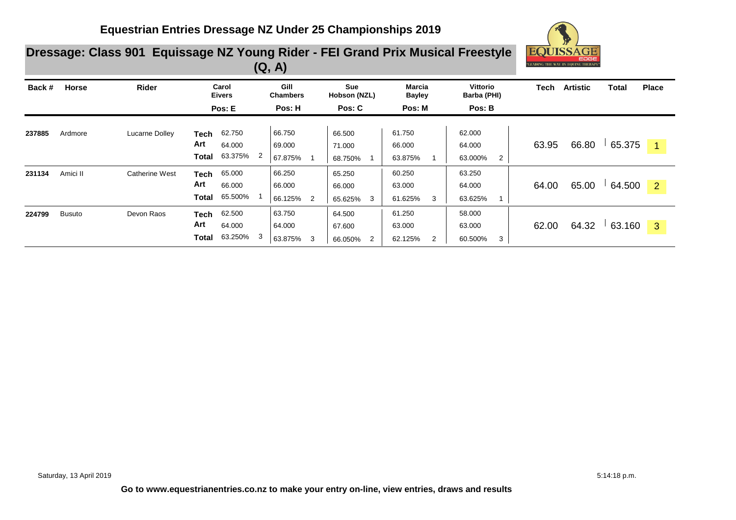## Equestrian Entries Dressage NZ Under 25 Championships 2019

### Dressage: Class 901 Equissage NZ Young Rider - FEI Grand Prix Musical Freestyle (Q, A)

| Back # | Horse | Rider | | Carol Eivers Pos: E | | Gill Chambers Pos: H | | Sue Hobson (NZL) Pos: C | | Marcia Bayley Pos: M | | Vittorio Barba (PHI) Pos: B | | Tech | Artistic | Total | Place |
|---|---|---|---|---|---|---|---|---|---|---|---|---|---|---|---|---|---|
| 237885 | Ardmore | Lucarne Dolley | Tech | 62.750 | | 66.750 | | 66.500 | | 61.750 | | 62.000 | | | | | |
| | | | Art | 64.000 | | 69.000 | | 71.000 | | 66.000 | | 64.000 | | 63.95 | 66.80 | 65.375 | 1 |
| | | | Total | 63.375% | 2 | 67.875% | 1 | 68.750% | 1 | 63.875% | 1 | 63.000% | 2 | | | | |
| 231134 | Amici II | Catherine West | Tech | 65.000 | | 66.250 | | 65.250 | | 60.250 | | 63.250 | | | | | |
| | | | Art | 66.000 | | 66.000 | | 66.000 | | 63.000 | | 64.000 | | 64.00 | 65.00 | 64.500 | 2 |
| | | | Total | 65.500% | 1 | 66.125% | 2 | 65.625% | 3 | 61.625% | 3 | 63.625% | 1 | | | | |
| 224799 | Busuto | Devon Raos | Tech | 62.500 | | 63.750 | | 64.500 | | 61.250 | | 58.000 | | | | | |
| | | | Art | 64.000 | | 64.000 | | 67.600 | | 63.000 | | 63.000 | | 62.00 | 64.32 | 63.160 | 3 |
| | | | Total | 63.250% | 3 | 63.875% | 3 | 66.050% | 2 | 62.125% | 2 | 60.500% | 3 | | | | |

Saturday, 13 April 2019 5:14:18 p.m.

**Go to www.equestrianentries.co.nz to make your entry on-line, view entries, draws and results**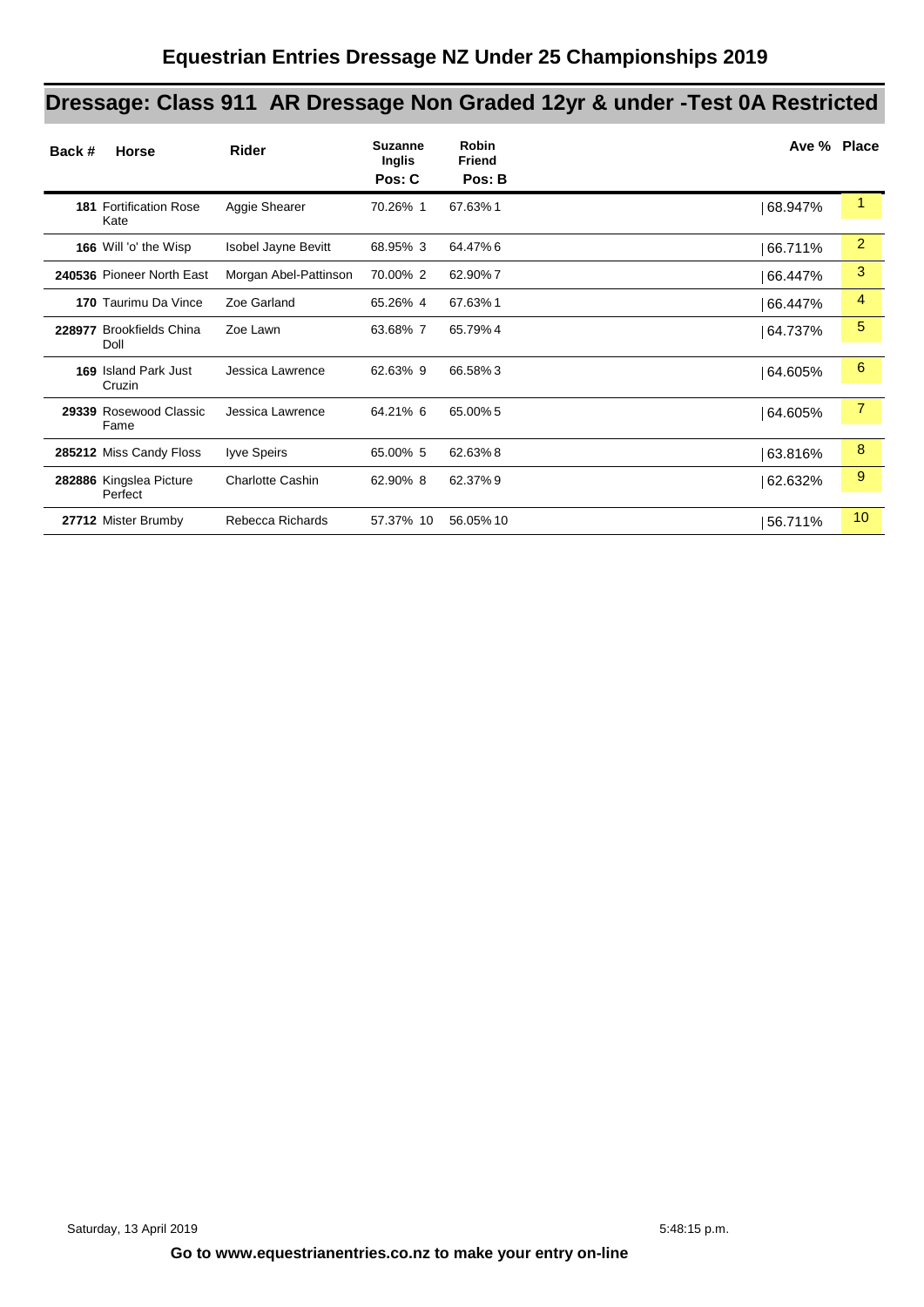# Equestrian Entries Dressage NZ Under 25 Championships 2019

## Dressage: Class 911 AR Dressage Non Graded 12yr & under -Test 0A Restricted

| Back # | Horse | Rider | Suzanne Inglis Pos: C | | Robin Friend Pos: B | | Ave % | Place |
|---|---|---|---|---|---|---|---|---|
| 181 | Fortification Rose Kate | Aggie Shearer | 70.26% | 1 | 67.63% | 1 | 68.947% | 1 |
| 166 | Will 'o' the Wisp | Isobel Jayne Bevitt | 68.95% | 3 | 64.47% | 6 | 66.711% | 2 |
| 240536 | Pioneer North East | Morgan Abel-Pattinson | 70.00% | 2 | 62.90% | 7 | 66.447% | 3 |
| 170 | Taurimu Da Vince | Zoe Garland | 65.26% | 4 | 67.63% | 1 | 66.447% | 4 |
| 228977 | Brookfields China Doll | Zoe Lawn | 63.68% | 7 | 65.79% | 4 | 64.737% | 5 |
| 169 | Island Park Just Cruzin | Jessica Lawrence | 62.63% | 9 | 66.58% | 3 | 64.605% | 6 |
| 29339 | Rosewood Classic Fame | Jessica Lawrence | 64.21% | 6 | 65.00% | 5 | 64.605% | 7 |
| 285212 | Miss Candy Floss | Iyve Speirs | 65.00% | 5 | 62.63% | 8 | 63.816% | 8 |
| 282886 | Kingslea Picture Perfect | Charlotte Cashin | 62.90% | 8 | 62.37% | 9 | 62.632% | 9 |
| 27712 | Mister Brumby | Rebecca Richards | 57.37% | 10 | 56.05% | 10 | 56.711% | 10 |

Saturday, 13 April 2019 5:48:15 p.m.

**Go to www.equestrianentries.co.nz to make your entry on-line**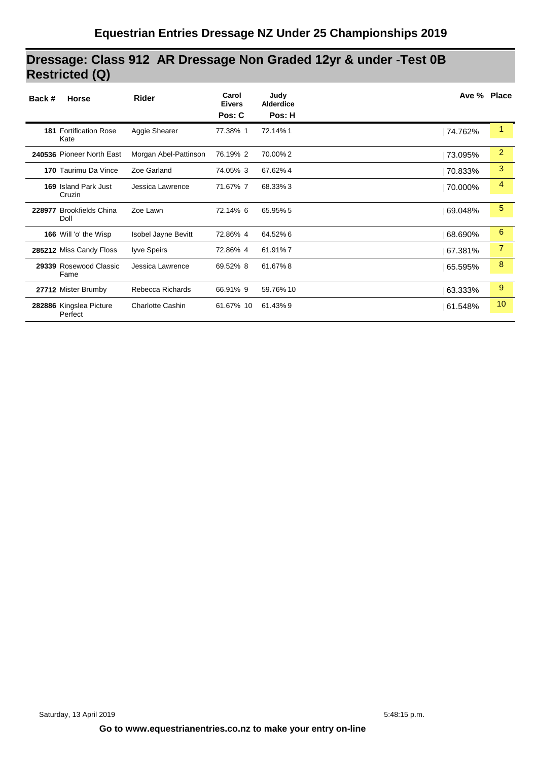# Equestrian Entries Dressage NZ Under 25 Championships 2019

## Dressage: Class 912 AR Dressage Non Graded 12yr & under -Test 0B Restricted (Q)

| Back # | Horse | Rider | Carol Eivers Pos: C | | Judy Alderdice Pos: H | | Ave % | Place |
|---|---|---|---|---|---|---|---|---|
| 181 | Fortification Rose Kate | Aggie Shearer | 77.38% | 1 | 72.14% | 1 | 74.762% | 1 |
| 240536 | Pioneer North East | Morgan Abel-Pattinson | 76.19% | 2 | 70.00% | 2 | 73.095% | 2 |
| 170 | Taurimu Da Vince | Zoe Garland | 74.05% | 3 | 67.62% | 4 | 70.833% | 3 |
| 169 | Island Park Just Cruzin | Jessica Lawrence | 71.67% | 7 | 68.33% | 3 | 70.000% | 4 |
| 228977 | Brookfields China Doll | Zoe Lawn | 72.14% | 6 | 65.95% | 5 | 69.048% | 5 |
| 166 | Will 'o' the Wisp | Isobel Jayne Bevitt | 72.86% | 4 | 64.52% | 6 | 68.690% | 6 |
| 285212 | Miss Candy Floss | Iyve Speirs | 72.86% | 4 | 61.91% | 7 | 67.381% | 7 |
| 29339 | Rosewood Classic Fame | Jessica Lawrence | 69.52% | 8 | 61.67% | 8 | 65.595% | 8 |
| 27712 | Mister Brumby | Rebecca Richards | 66.91% | 9 | 59.76% | 10 | 63.333% | 9 |
| 282886 | Kingslea Picture Perfect | Charlotte Cashin | 61.67% | 10 | 61.43% | 9 | 61.548% | 10 |

Saturday, 13 April 2019 5:48:15 p.m.

**Go to www.equestrianentries.co.nz to make your entry on-line**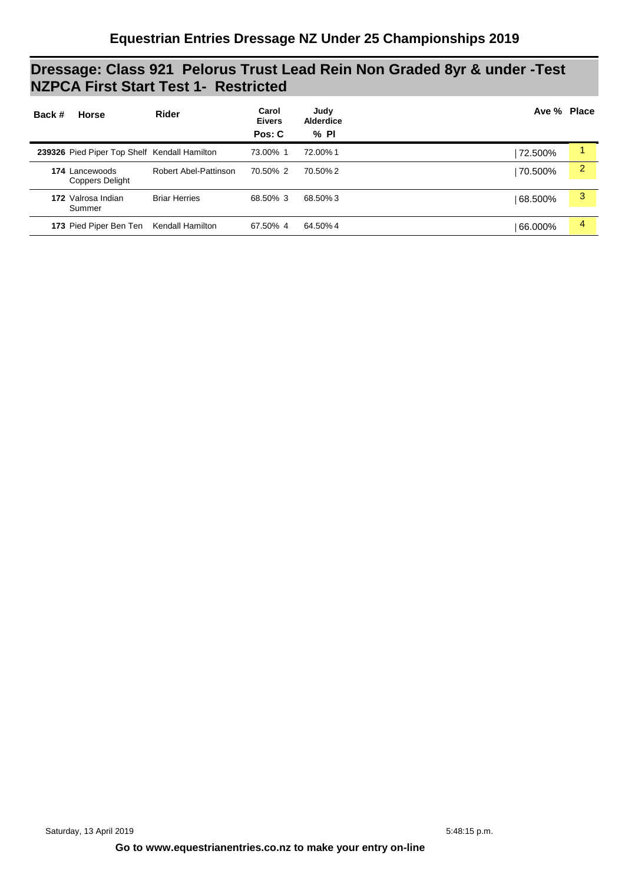# Equestrian Entries Dressage NZ Under 25 Championships 2019

## Dressage: Class 921 Pelorus Trust Lead Rein Non Graded 8yr & under -Test NZPCA First Start Test 1- Restricted

| Back # | Horse | Rider | Carol Eivers Pos: C | | Judy Alderdice % Pl | | Ave % | Place |
|---|---|---|---|---|---|---|---|---|
| **239326** | Pied Piper Top Shelf | Kendall Hamilton | 73.00% | 1 | 72.00% | 1 | 72.500% | 1 |
| **174** | Lancewoods Coppers Delight | Robert Abel-Pattinson | 70.50% | 2 | 70.50% | 2 | 70.500% | 2 |
| **172** | Valrosa Indian Summer | Briar Herries | 68.50% | 3 | 68.50% | 3 | 68.500% | 3 |
| **173** | Pied Piper Ben Ten | Kendall Hamilton | 67.50% | 4 | 64.50% | 4 | 66.000% | 4 |

Saturday, 13 April 2019 5:48:15 p.m.

**Go to www.equestrianentries.co.nz to make your entry on-line**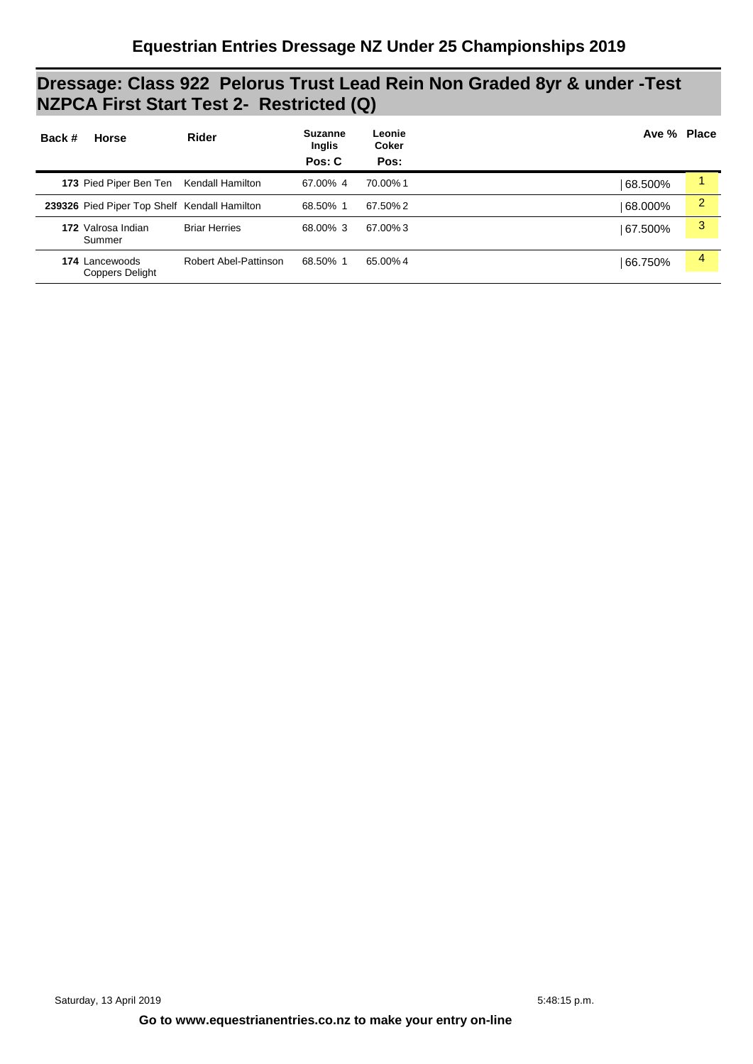# Equestrian Entries Dressage NZ Under 25 Championships 2019

## Dressage: Class 922 Pelorus Trust Lead Rein Non Graded 8yr & under -Test NZPCA First Start Test 2- Restricted (Q)

| Back # | Horse | Rider | Suzanne Inglis Pos: C | | Leonie Coker Pos: | | Ave % | Place |
|---|---|---|---|---|---|---|---|---|
| 173 | Pied Piper Ben Ten | Kendall Hamilton | 67.00% | 4 | 70.00% | 1 | 68.500% | 1 |
| 239326 | Pied Piper Top Shelf | Kendall Hamilton | 68.50% | 1 | 67.50% | 2 | 68.000% | 2 |
| 172 | Valrosa Indian Summer | Briar Herries | 68.00% | 3 | 67.00% | 3 | 67.500% | 3 |
| 174 | Lancewoods Coppers Delight | Robert Abel-Pattinson | 68.50% | 1 | 65.00% | 4 | 66.750% | 4 |

Saturday, 13 April 2019 5:48:15 p.m.

**Go to www.equestrianentries.co.nz to make your entry on-line**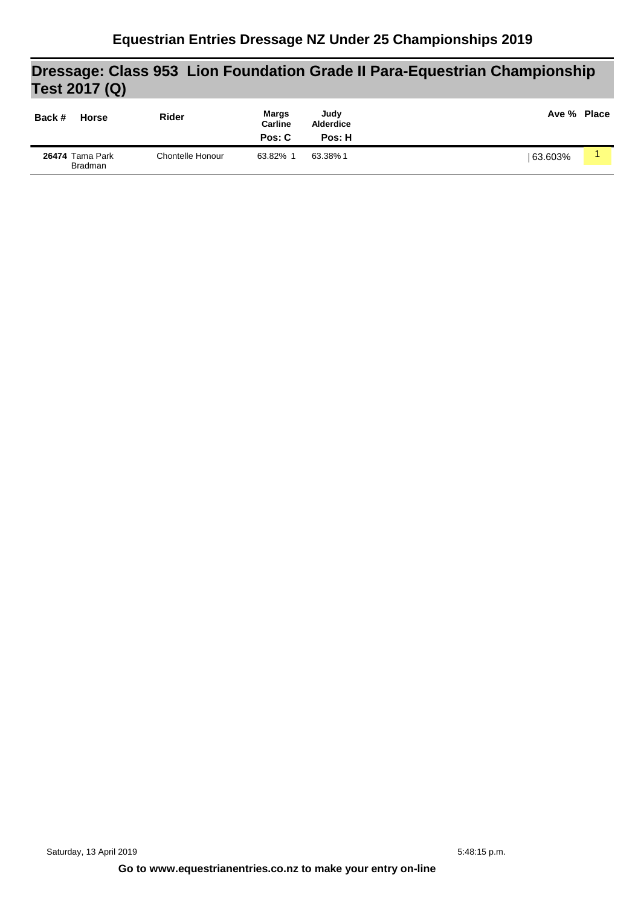# Equestrian Entries Dressage NZ Under 25 Championships 2019

## Dressage: Class 953 Lion Foundation Grade II Para-Equestrian Championship Test 2017 (Q)

| Back # | Horse | Rider | Margs Carline Pos: C | | Judy Alderdice Pos: H | | Ave % | Place |
|---|---|---|---|---|---|---|---|---|
| **26474** | Tama Park Bradman | Chontelle Honour | 63.82% | 1 | 63.38% | 1 | 63.603% | 1 |

Saturday, 13 April 2019 5:48:15 p.m.

**Go to www.equestrianentries.co.nz to make your entry on-line**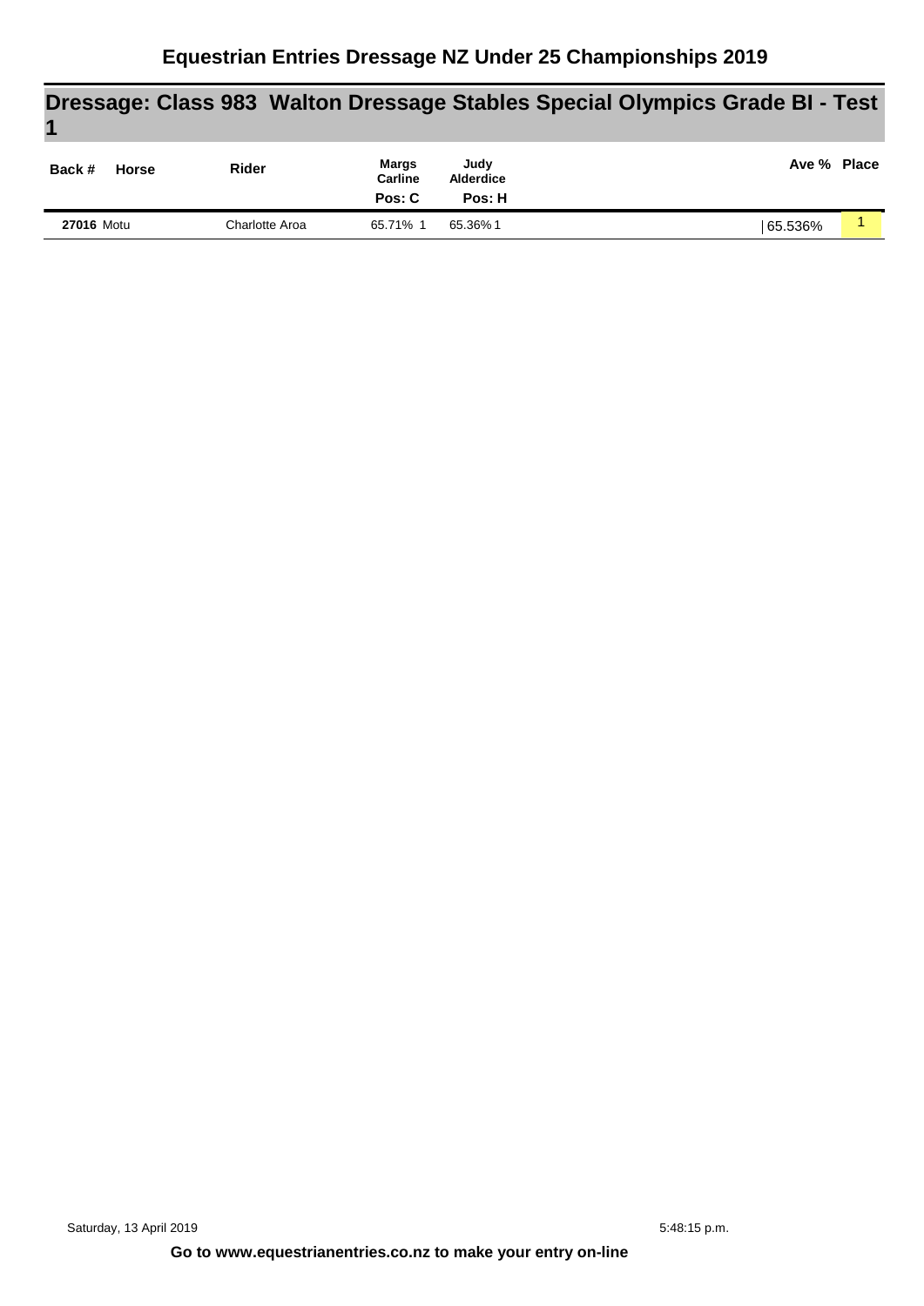## Equestrian Entries Dressage NZ Under 25 Championships 2019

### Dressage: Class 983 Walton Dressage Stables Special Olympics Grade BI - Test 1

| Back # | Horse | Rider | Margs Carline Pos: C | | Judy Alderdice Pos: H | | Ave % | Place |
|---|---|---|---|---|---|---|---|---|
| 27016 | Motu | Charlotte Aroa | 65.71% | 1 | 65.36% | 1 | 65.536% | 1 |

Saturday, 13 April 2019 5:48:15 p.m.

**Go to www.equestrianentries.co.nz to make your entry on-line**